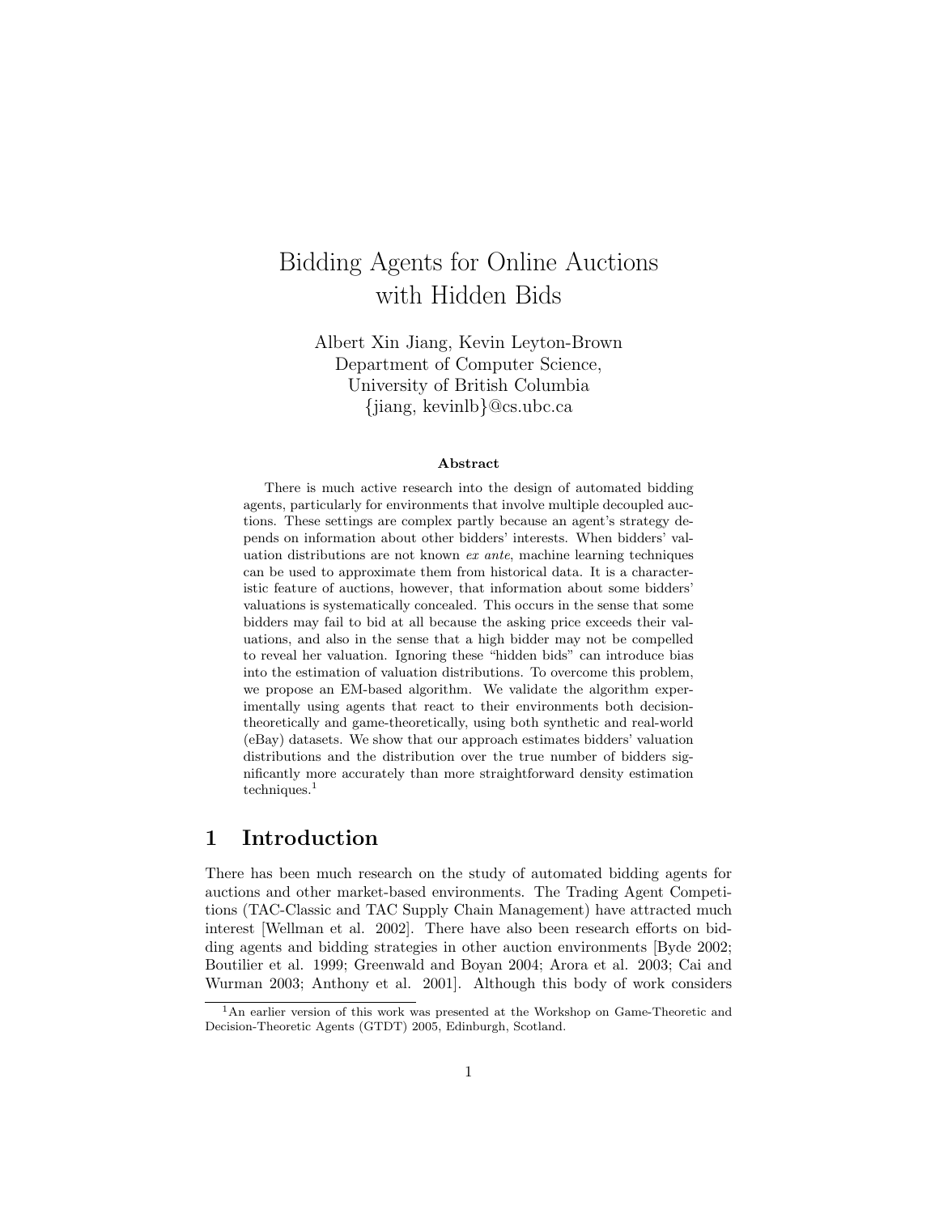# Bidding Agents for Online Auctions with Hidden Bids

Albert Xin Jiang, Kevin Leyton-Brown  
Department of Computer Science,  
University of British Columbia  
{jiang, kevinlb}@cs.ubc.ca

### Abstract

There is much active research into the design of automated bidding agents, particularly for environments that involve multiple decoupled auctions. These settings are complex partly because an agent's strategy depends on information about other bidders' interests. When bidders' valuation distributions are not known *ex ante*, machine learning techniques can be used to approximate them from historical data. It is a characteristic feature of auctions, however, that information about some bidders' valuations is systematically concealed. This occurs in the sense that some bidders may fail to bid at all because the asking price exceeds their valuations, and also in the sense that a high bidder may not be compelled to reveal her valuation. Ignoring these "hidden bids" can introduce bias into the estimation of valuation distributions. To overcome this problem, we propose an EM-based algorithm. We validate the algorithm experimentally using agents that react to their environments both decision-theoretically and game-theoretically, using both synthetic and real-world (eBay) datasets. We show that our approach estimates bidders' valuation distributions and the distribution over the true number of bidders significantly more accurately than more straightforward density estimation techniques.[1]

## 1 Introduction

There has been much research on the study of automated bidding agents for auctions and other market-based environments. The Trading Agent Competitions (TAC-Classic and TAC Supply Chain Management) have attracted much interest [Wellman et al. 2002]. There have also been research efforts on bidding agents and bidding strategies in other auction environments [Byde 2002; Boutilier et al. 1999; Greenwald and Boyan 2004; Arora et al. 2003; Cai and Wurman 2003; Anthony et al. 2001]. Although this body of work considers

[1] An earlier version of this work was presented at the Workshop on Game-Theoretic and Decision-Theoretic Agents (GTDT) 2005, Edinburgh, Scotland.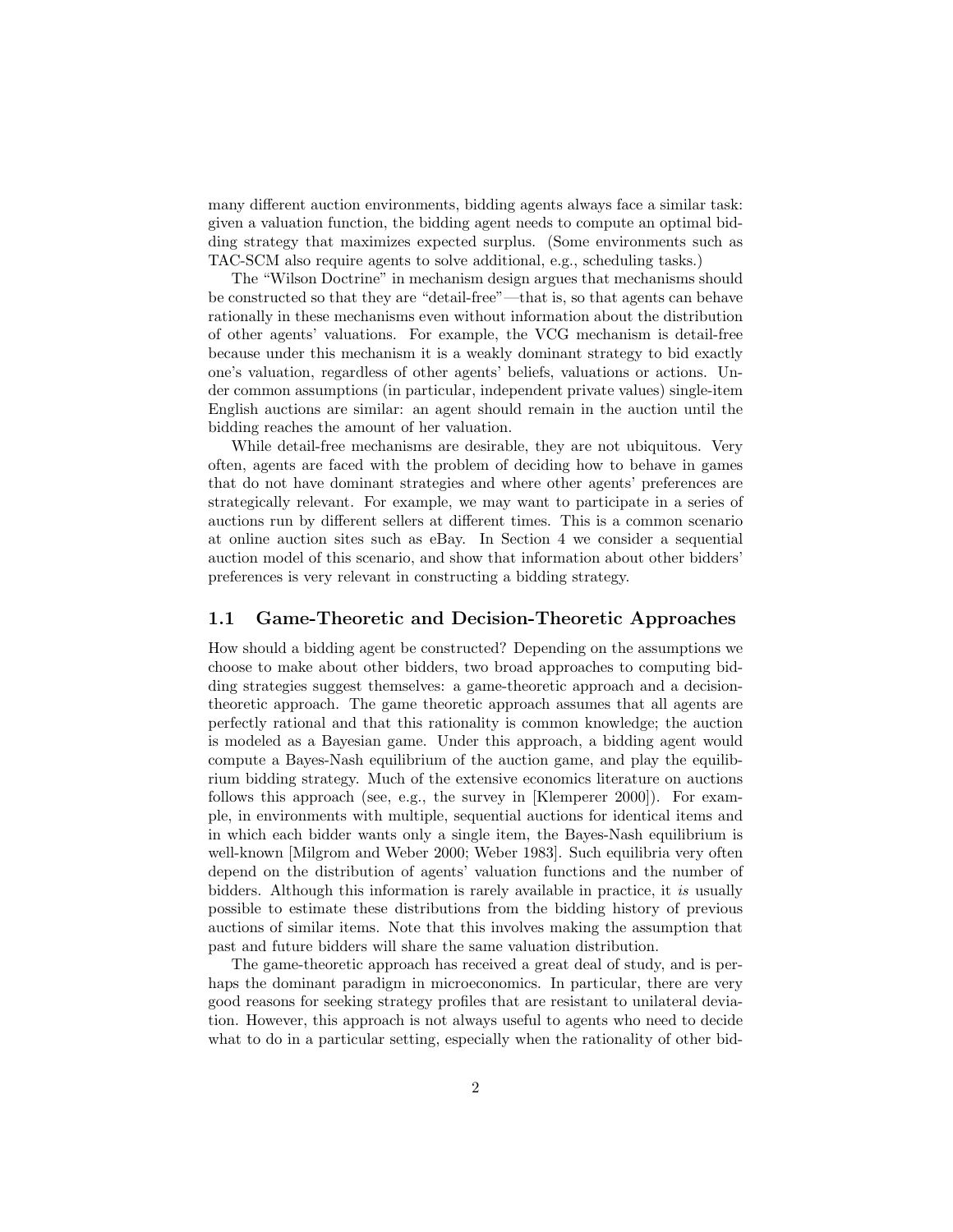many different auction environments, bidding agents always face a similar task: given a valuation function, the bidding agent needs to compute an optimal bidding strategy that maximizes expected surplus. (Some environments such as TAC-SCM also require agents to solve additional, e.g., scheduling tasks.)

The "Wilson Doctrine" in mechanism design argues that mechanisms should be constructed so that they are "detail-free"—that is, so that agents can behave rationally in these mechanisms even without information about the distribution of other agents' valuations. For example, the VCG mechanism is detail-free because under this mechanism it is a weakly dominant strategy to bid exactly one's valuation, regardless of other agents' beliefs, valuations or actions. Under common assumptions (in particular, independent private values) single-item English auctions are similar: an agent should remain in the auction until the bidding reaches the amount of her valuation.

While detail-free mechanisms are desirable, they are not ubiquitous. Very often, agents are faced with the problem of deciding how to behave in games that do not have dominant strategies and where other agents' preferences are strategically relevant. For example, we may want to participate in a series of auctions run by different sellers at different times. This is a common scenario at online auction sites such as eBay. In Section 4 we consider a sequential auction model of this scenario, and show that information about other bidders' preferences is very relevant in constructing a bidding strategy.

## 1.1 Game-Theoretic and Decision-Theoretic Approaches

How should a bidding agent be constructed? Depending on the assumptions we choose to make about other bidders, two broad approaches to computing bidding strategies suggest themselves: a game-theoretic approach and a decision-theoretic approach. The game theoretic approach assumes that all agents are perfectly rational and that this rationality is common knowledge; the auction is modeled as a Bayesian game. Under this approach, a bidding agent would compute a Bayes-Nash equilibrium of the auction game, and play the equilibrium bidding strategy. Much of the extensive economics literature on auctions follows this approach (see, e.g., the survey in [Klemperer 2000]). For example, in environments with multiple, sequential auctions for identical items and in which each bidder wants only a single item, the Bayes-Nash equilibrium is well-known [Milgrom and Weber 2000; Weber 1983]. Such equilibria very often depend on the distribution of agents' valuation functions and the number of bidders. Although this information is rarely available in practice, it *is* usually possible to estimate these distributions from the bidding history of previous auctions of similar items. Note that this involves making the assumption that past and future bidders will share the same valuation distribution.

The game-theoretic approach has received a great deal of study, and is perhaps the dominant paradigm in microeconomics. In particular, there are very good reasons for seeking strategy profiles that are resistant to unilateral deviation. However, this approach is not always useful to agents who need to decide what to do in a particular setting, especially when the rationality of other bid-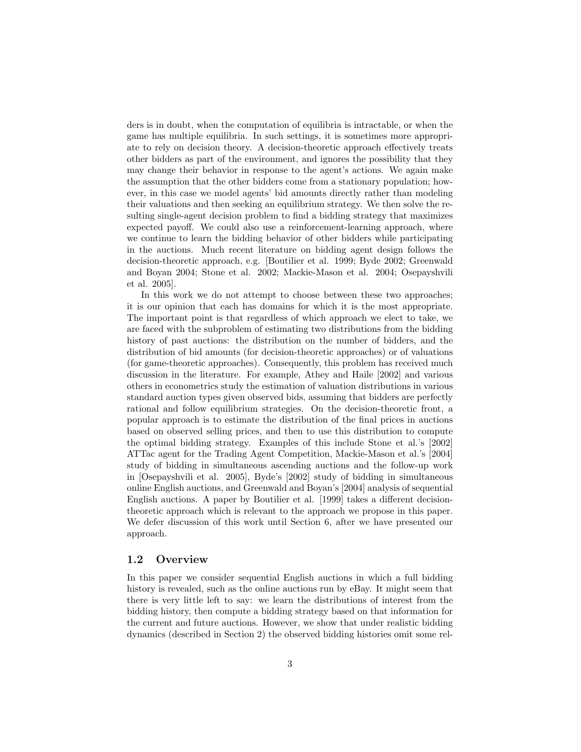ders is in doubt, when the computation of equilibria is intractable, or when the game has multiple equilibria. In such settings, it is sometimes more appropriate to rely on decision theory. A decision-theoretic approach effectively treats other bidders as part of the environment, and ignores the possibility that they may change their behavior in response to the agent's actions. We again make the assumption that the other bidders come from a stationary population; however, in this case we model agents' bid amounts directly rather than modeling their valuations and then seeking an equilibrium strategy. We then solve the resulting single-agent decision problem to find a bidding strategy that maximizes expected payoff. We could also use a reinforcement-learning approach, where we continue to learn the bidding behavior of other bidders while participating in the auctions. Much recent literature on bidding agent design follows the decision-theoretic approach, e.g. [Boutilier et al. 1999; Byde 2002; Greenwald and Boyan 2004; Stone et al. 2002; Mackie-Mason et al. 2004; Osepayshvili et al. 2005].

In this work we do not attempt to choose between these two approaches; it is our opinion that each has domains for which it is the most appropriate. The important point is that regardless of which approach we elect to take, we are faced with the subproblem of estimating two distributions from the bidding history of past auctions: the distribution on the number of bidders, and the distribution of bid amounts (for decision-theoretic approaches) or of valuations (for game-theoretic approaches). Consequently, this problem has received much discussion in the literature. For example, Athey and Haile [2002] and various others in econometrics study the estimation of valuation distributions in various standard auction types given observed bids, assuming that bidders are perfectly rational and follow equilibrium strategies. On the decision-theoretic front, a popular approach is to estimate the distribution of the final prices in auctions based on observed selling prices, and then to use this distribution to compute the optimal bidding strategy. Examples of this include Stone et al.'s [2002] ATTac agent for the Trading Agent Competition, Mackie-Mason et al.'s [2004] study of bidding in simultaneous ascending auctions and the follow-up work in [Osepayshvili et al. 2005], Byde's [2002] study of bidding in simultaneous online English auctions, and Greenwald and Boyan's [2004] analysis of sequential English auctions. A paper by Boutilier et al. [1999] takes a different decision-theoretic approach which is relevant to the approach we propose in this paper. We defer discussion of this work until Section 6, after we have presented our approach.

### 1.2 Overview

In this paper we consider sequential English auctions in which a full bidding history is revealed, such as the online auctions run by eBay. It might seem that there is very little left to say: we learn the distributions of interest from the bidding history, then compute a bidding strategy based on that information for the current and future auctions. However, we show that under realistic bidding dynamics (described in Section 2) the observed bidding histories omit some rel-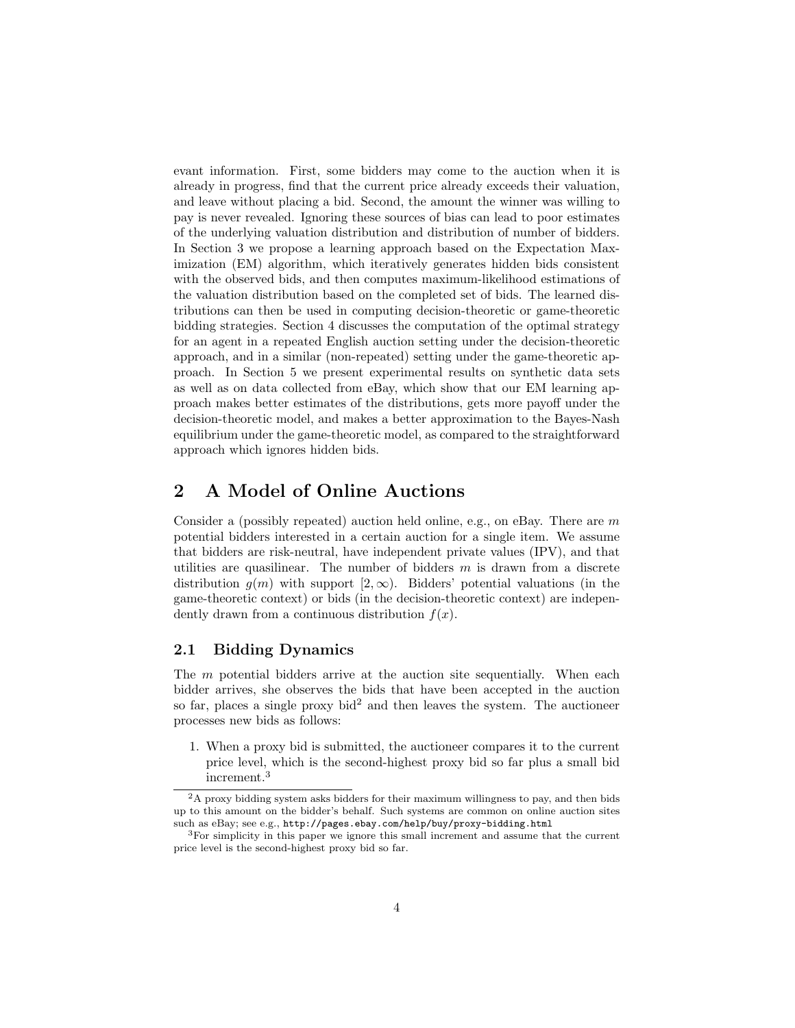evant information. First, some bidders may come to the auction when it is already in progress, find that the current price already exceeds their valuation, and leave without placing a bid. Second, the amount the winner was willing to pay is never revealed. Ignoring these sources of bias can lead to poor estimates of the underlying valuation distribution and distribution of number of bidders. In Section 3 we propose a learning approach based on the Expectation Maximization (EM) algorithm, which iteratively generates hidden bids consistent with the observed bids, and then computes maximum-likelihood estimations of the valuation distribution based on the completed set of bids. The learned distributions can then be used in computing decision-theoretic or game-theoretic bidding strategies. Section 4 discusses the computation of the optimal strategy for an agent in a repeated English auction setting under the decision-theoretic approach, and in a similar (non-repeated) setting under the game-theoretic approach. In Section 5 we present experimental results on synthetic data sets as well as on data collected from eBay, which show that our EM learning approach makes better estimates of the distributions, gets more payoff under the decision-theoretic model, and makes a better approximation to the Bayes-Nash equilibrium under the game-theoretic model, as compared to the straightforward approach which ignores hidden bids.

## 2 A Model of Online Auctions

Consider a (possibly repeated) auction held online, e.g., on eBay. There are $m$ potential bidders interested in a certain auction for a single item. We assume that bidders are risk-neutral, have independent private values (IPV), and that utilities are quasilinear. The number of bidders $m$ is drawn from a discrete distribution $g(m)$ with support $[2, \infty)$. Bidders' potential valuations (in the game-theoretic context) or bids (in the decision-theoretic context) are independently drawn from a continuous distribution $f(x)$.

### 2.1 Bidding Dynamics

The $m$ potential bidders arrive at the auction site sequentially. When each bidder arrives, she observes the bids that have been accepted in the auction so far, places a single proxy bid[2] and then leaves the system. The auctioneer processes new bids as follows:

1. When a proxy bid is submitted, the auctioneer compares it to the current price level, which is the second-highest proxy bid so far plus a small bid increment.[3]

[2] A proxy bidding system asks bidders for their maximum willingness to pay, and then bids up to this amount on the bidder's behalf. Such systems are common on online auction sites such as eBay; see e.g., http://pages.ebay.com/help/buy/proxy-bidding.html

[3] For simplicity in this paper we ignore this small increment and assume that the current price level is the second-highest proxy bid so far.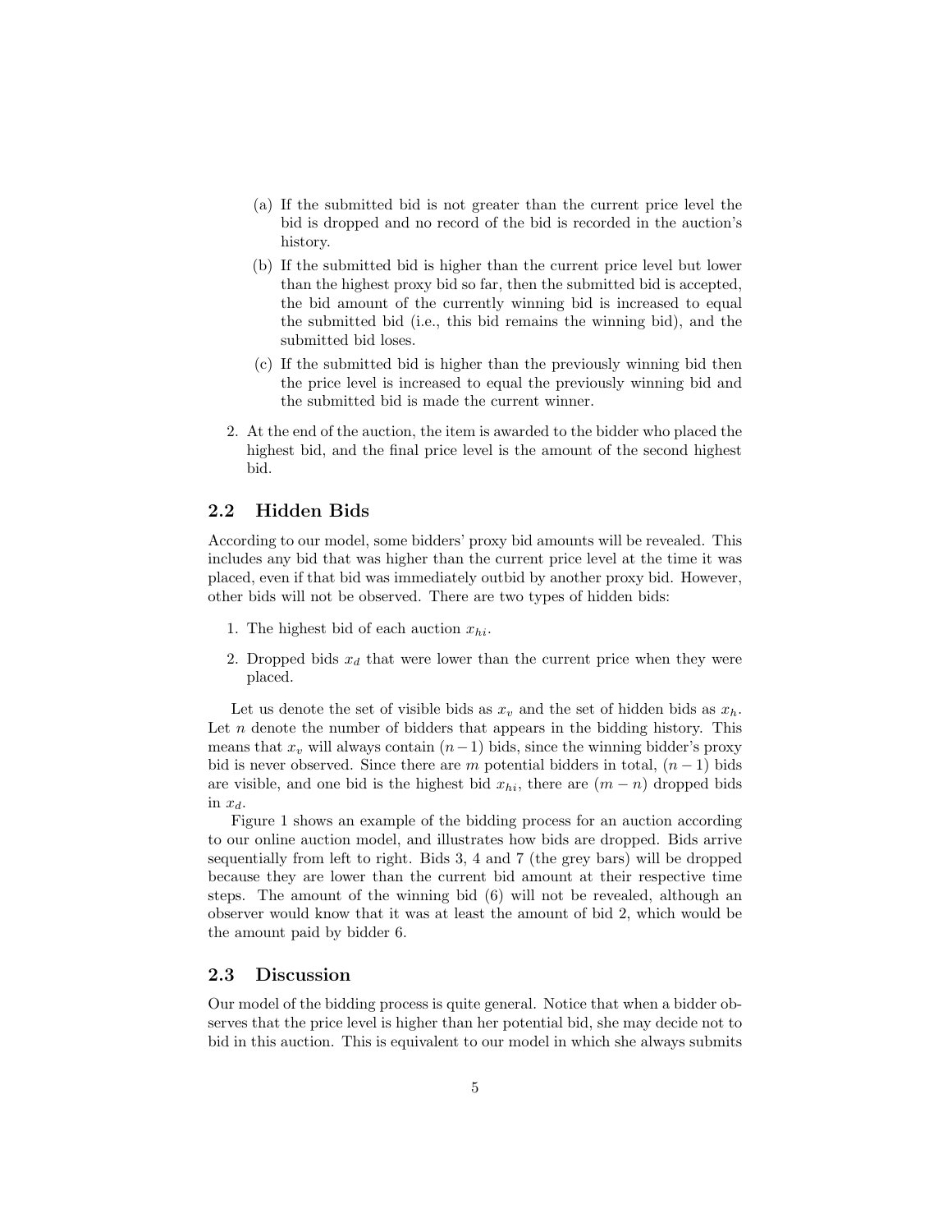(a) If the submitted bid is not greater than the current price level the bid is dropped and no record of the bid is recorded in the auction's history.

(b) If the submitted bid is higher than the current price level but lower than the highest proxy bid so far, then the submitted bid is accepted, the bid amount of the currently winning bid is increased to equal the submitted bid (i.e., this bid remains the winning bid), and the submitted bid loses.

(c) If the submitted bid is higher than the previously winning bid then the price level is increased to equal the previously winning bid and the submitted bid is made the current winner.

2. At the end of the auction, the item is awarded to the bidder who placed the highest bid, and the final price level is the amount of the second highest bid.

## 2.2 Hidden Bids

According to our model, some bidders' proxy bid amounts will be revealed. This includes any bid that was higher than the current price level at the time it was placed, even if that bid was immediately outbid by another proxy bid. However, other bids will not be observed. There are two types of hidden bids:

1. The highest bid of each auction $x_{hi}$.
2. Dropped bids $x_d$ that were lower than the current price when they were placed.

Let us denote the set of visible bids as $x_v$ and the set of hidden bids as $x_h$. Let $n$ denote the number of bidders that appears in the bidding history. This means that $x_v$ will always contain $(n-1)$ bids, since the winning bidder's proxy bid is never observed. Since there are $m$ potential bidders in total, $(n-1)$ bids are visible, and one bid is the highest bid $x_{hi}$, there are $(m-n)$ dropped bids in $x_d$.

Figure 1 shows an example of the bidding process for an auction according to our online auction model, and illustrates how bids are dropped. Bids arrive sequentially from left to right. Bids 3, 4 and 7 (the grey bars) will be dropped because they are lower than the current bid amount at their respective time steps. The amount of the winning bid (6) will not be revealed, although an observer would know that it was at least the amount of bid 2, which would be the amount paid by bidder 6.

## 2.3 Discussion

Our model of the bidding process is quite general. Notice that when a bidder observes that the price level is higher than her potential bid, she may decide not to bid in this auction. This is equivalent to our model in which she always submits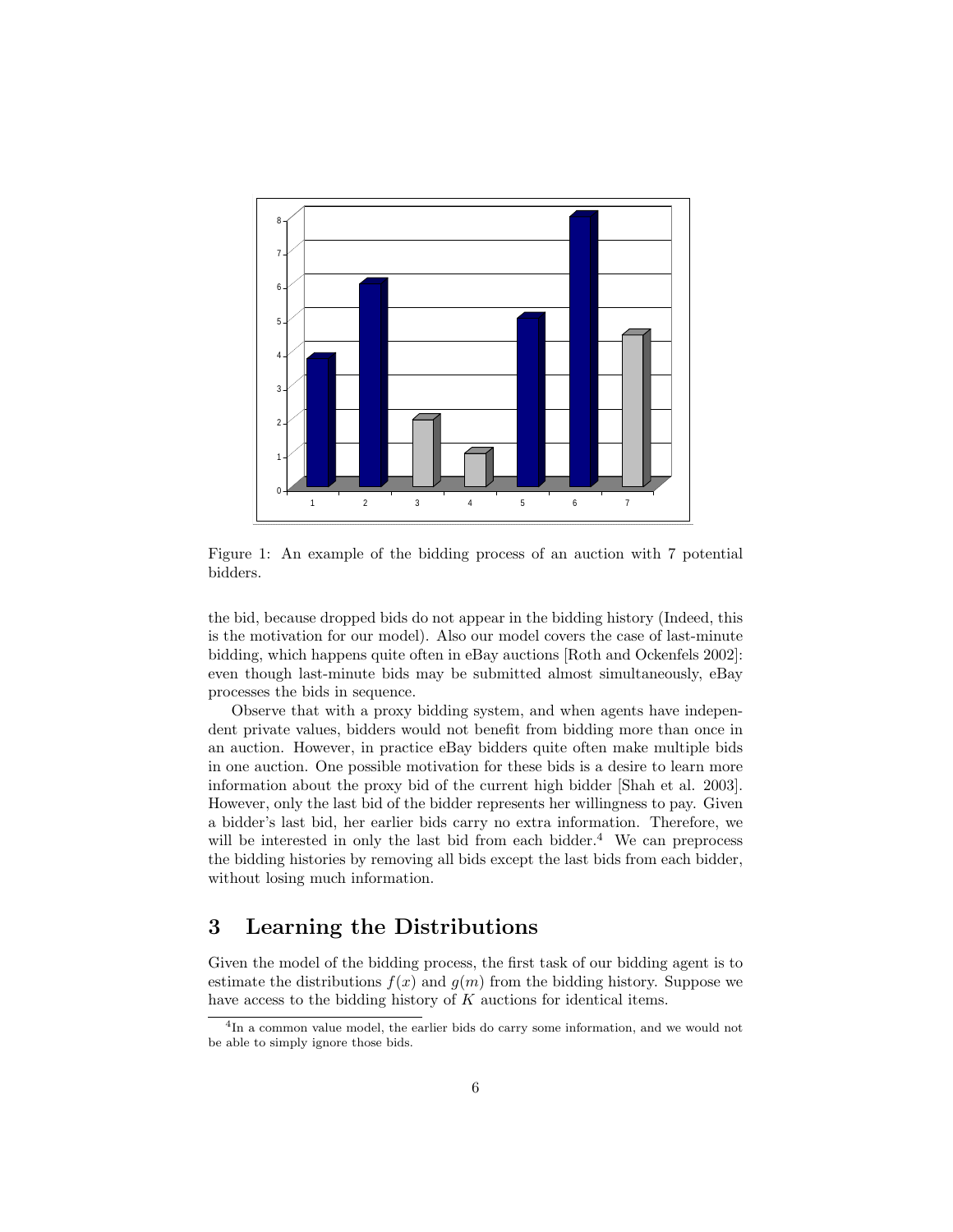Figure 1: An example of the bidding process of an auction with 7 potential bidders.

the bid, because dropped bids do not appear in the bidding history (Indeed, this is the motivation for our model). Also our model covers the case of last-minute bidding, which happens quite often in eBay auctions [Roth and Ockenfels 2002]: even though last-minute bids may be submitted almost simultaneously, eBay processes the bids in sequence.

Observe that with a proxy bidding system, and when agents have independent private values, bidders would not benefit from bidding more than once in an auction. However, in practice eBay bidders quite often make multiple bids in one auction. One possible motivation for these bids is a desire to learn more information about the proxy bid of the current high bidder [Shah et al. 2003]. However, only the last bid of the bidder represents her willingness to pay. Given a bidder's last bid, her earlier bids carry no extra information. Therefore, we will be interested in only the last bid from each bidder.[4] We can preprocess the bidding histories by removing all bids except the last bids from each bidder, without losing much information.

## 3 Learning the Distributions

Given the model of the bidding process, the first task of our bidding agent is to estimate the distributions $f(x)$ and $g(m)$ from the bidding history. Suppose we have access to the bidding history of $K$ auctions for identical items.

[4] In a common value model, the earlier bids do carry some information, and we would not be able to simply ignore those bids.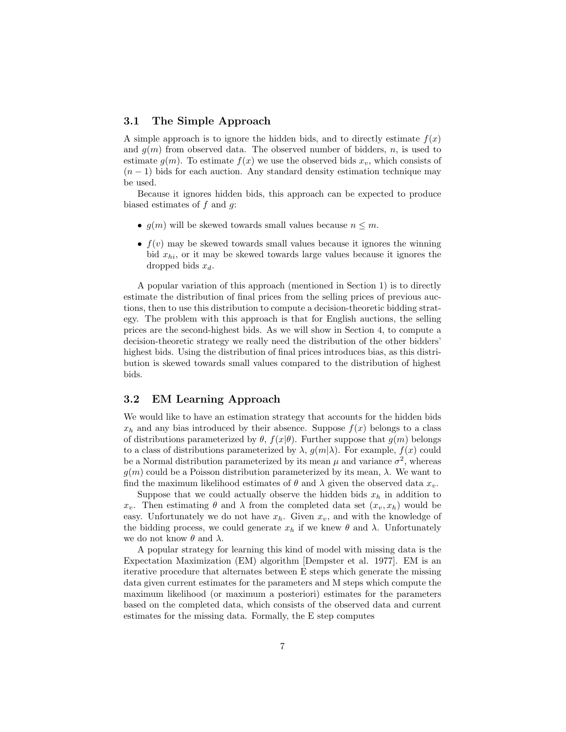### 3.1 The Simple Approach

A simple approach is to ignore the hidden bids, and to directly estimate $f(x)$ and $g(m)$ from observed data. The observed number of bidders, $n$, is used to estimate $g(m)$. To estimate $f(x)$ we use the observed bids $x_v$, which consists of $(n-1)$ bids for each auction. Any standard density estimation technique may be used.

Because it ignores hidden bids, this approach can be expected to produce biased estimates of $f$ and $g$:

- $g(m)$ will be skewed towards small values because $n \leq m$.
- $f(v)$ may be skewed towards small values because it ignores the winning bid $x_{hi}$, or it may be skewed towards large values because it ignores the dropped bids $x_d$.

A popular variation of this approach (mentioned in Section 1) is to directly estimate the distribution of final prices from the selling prices of previous auctions, then to use this distribution to compute a decision-theoretic bidding strategy. The problem with this approach is that for English auctions, the selling prices are the second-highest bids. As we will show in Section 4, to compute a decision-theoretic strategy we really need the distribution of the other bidders' highest bids. Using the distribution of final prices introduces bias, as this distribution is skewed towards small values compared to the distribution of highest bids.

### 3.2 EM Learning Approach

We would like to have an estimation strategy that accounts for the hidden bids $x_h$ and any bias introduced by their absence. Suppose $f(x)$ belongs to a class of distributions parameterized by $\theta$, $f(x|\theta)$. Further suppose that $g(m)$ belongs to a class of distributions parameterized by $\lambda$, $g(m|\lambda)$. For example, $f(x)$ could be a Normal distribution parameterized by its mean $\mu$ and variance $\sigma^2$, whereas $g(m)$ could be a Poisson distribution parameterized by its mean, $\lambda$. We want to find the maximum likelihood estimates of $\theta$ and $\lambda$ given the observed data $x_v$.

Suppose that we could actually observe the hidden bids $x_h$ in addition to $x_v$. Then estimating $\theta$ and $\lambda$ from the completed data set $(x_v, x_h)$ would be easy. Unfortunately we do not have $x_h$. Given $x_v$, and with the knowledge of the bidding process, we could generate $x_h$ if we knew $\theta$ and $\lambda$. Unfortunately we do not know $\theta$ and $\lambda$.

A popular strategy for learning this kind of model with missing data is the Expectation Maximization (EM) algorithm [Dempster et al. 1977]. EM is an iterative procedure that alternates between E steps which generate the missing data given current estimates for the parameters and M steps which compute the maximum likelihood (or maximum a posteriori) estimates for the parameters based on the completed data, which consists of the observed data and current estimates for the missing data. Formally, the E step computes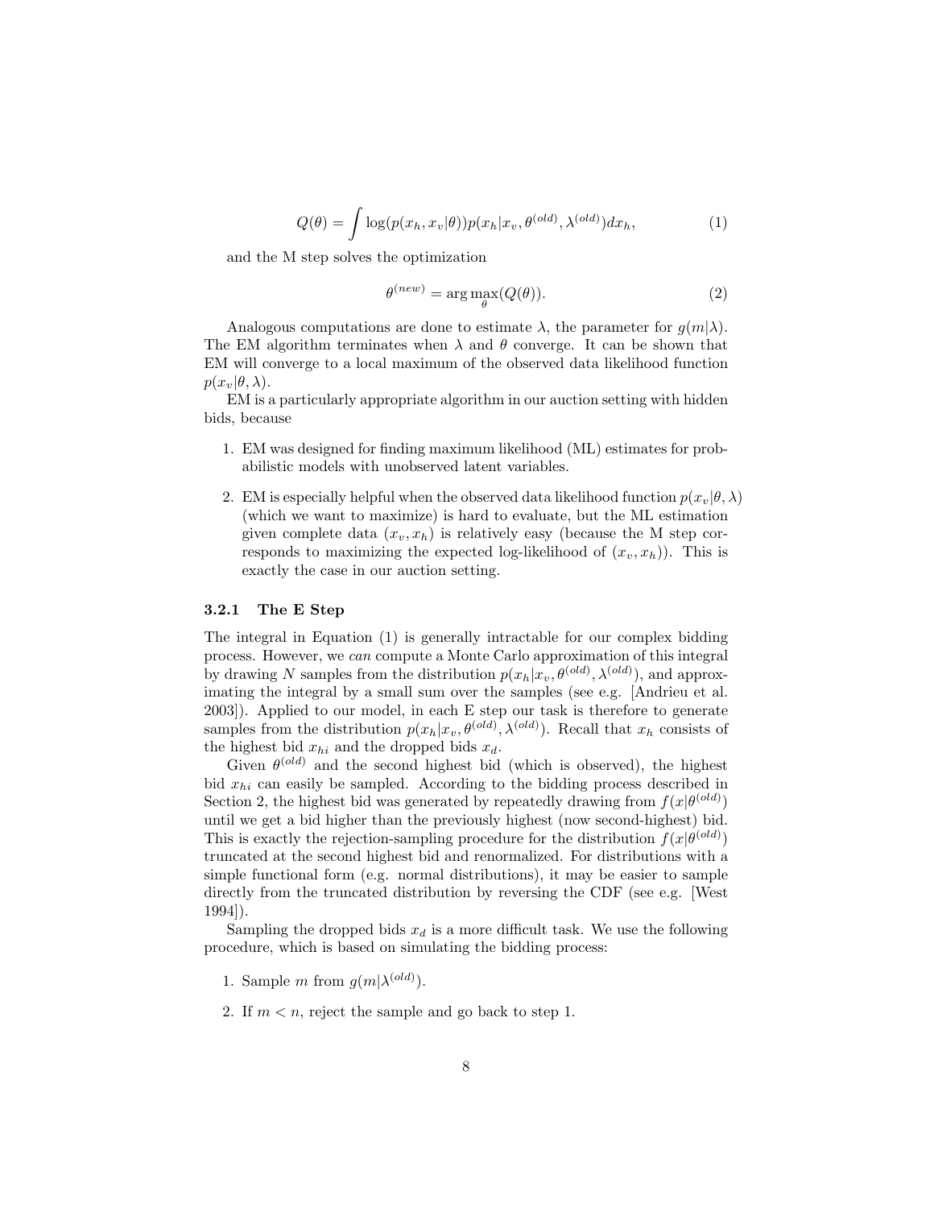$$Q(\theta) = \int \log(p(x_h, x_v|\theta))p(x_h|x_v, \theta^{(old)}, \lambda^{(old)})dx_h, \tag{1}$$

and the M step solves the optimization

$$\theta^{(new)} = \arg\max_{\theta}(Q(\theta)). \tag{2}$$

Analogous computations are done to estimate $\lambda$, the parameter for $g(m|\lambda)$. The EM algorithm terminates when $\lambda$ and $\theta$ converge. It can be shown that EM will converge to a local maximum of the observed data likelihood function $p(x_v|\theta, \lambda)$.

EM is a particularly appropriate algorithm in our auction setting with hidden bids, because

1. EM was designed for finding maximum likelihood (ML) estimates for probabilistic models with unobserved latent variables.
2. EM is especially helpful when the observed data likelihood function $p(x_v|\theta, \lambda)$ (which we want to maximize) is hard to evaluate, but the ML estimation given complete data $(x_v, x_h)$ is relatively easy (because the M step corresponds to maximizing the expected log-likelihood of $(x_v, x_h)$). This is exactly the case in our auction setting.

### 3.2.1 The E Step

The integral in Equation (1) is generally intractable for our complex bidding process. However, we *can* compute a Monte Carlo approximation of this integral by drawing $N$ samples from the distribution $p(x_h|x_v, \theta^{(old)}, \lambda^{(old)})$, and approximating the integral by a small sum over the samples (see e.g. [Andrieu et al. 2003]). Applied to our model, in each E step our task is therefore to generate samples from the distribution $p(x_h|x_v, \theta^{(old)}, \lambda^{(old)})$. Recall that $x_h$ consists of the highest bid $x_{hi}$ and the dropped bids $x_d$.

Given $\theta^{(old)}$ and the second highest bid (which is observed), the highest bid $x_{hi}$ can easily be sampled. According to the bidding process described in Section 2, the highest bid was generated by repeatedly drawing from $f(x|\theta^{(old)})$ until we get a bid higher than the previously highest (now second-highest) bid. This is exactly the rejection-sampling procedure for the distribution $f(x|\theta^{(old)})$ truncated at the second highest bid and renormalized. For distributions with a simple functional form (e.g. normal distributions), it may be easier to sample directly from the truncated distribution by reversing the CDF (see e.g. [West 1994]).

Sampling the dropped bids $x_d$ is a more difficult task. We use the following procedure, which is based on simulating the bidding process:

1. Sample $m$ from $g(m|\lambda^{(old)})$.
2. If $m < n$, reject the sample and go back to step 1.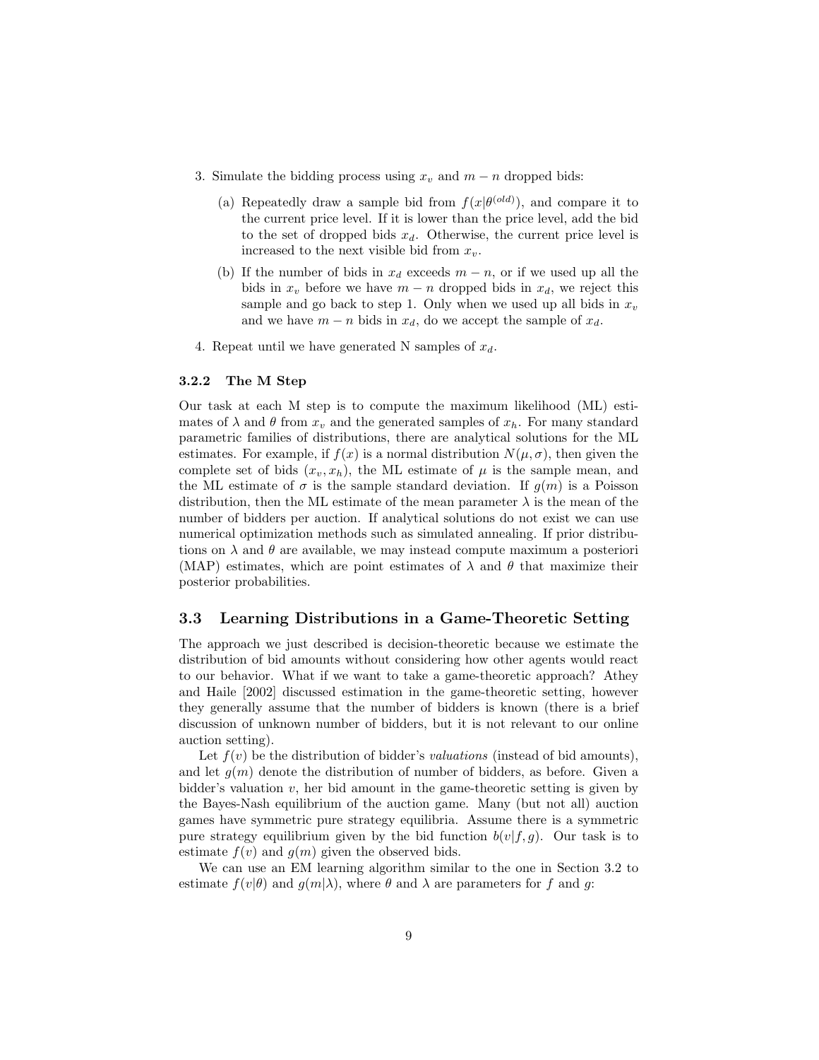3. Simulate the bidding process using $x_v$ and $m - n$ dropped bids:

   (a) Repeatedly draw a sample bid from $f(x|\theta^{(old)})$, and compare it to the current price level. If it is lower than the price level, add the bid to the set of dropped bids $x_d$. Otherwise, the current price level is increased to the next visible bid from $x_v$.

   (b) If the number of bids in $x_d$ exceeds $m - n$, or if we used up all the bids in $x_v$ before we have $m - n$ dropped bids in $x_d$, we reject this sample and go back to step 1. Only when we used up all bids in $x_v$ and we have $m - n$ bids in $x_d$, do we accept the sample of $x_d$.

4. Repeat until we have generated N samples of $x_d$.

#### 3.2.2 The M Step

Our task at each M step is to compute the maximum likelihood (ML) estimates of $\lambda$ and $\theta$ from $x_v$ and the generated samples of $x_h$. For many standard parametric families of distributions, there are analytical solutions for the ML estimates. For example, if $f(x)$ is a normal distribution $N(\mu, \sigma)$, then given the complete set of bids $(x_v, x_h)$, the ML estimate of $\mu$ is the sample mean, and the ML estimate of $\sigma$ is the sample standard deviation. If $g(m)$ is a Poisson distribution, then the ML estimate of the mean parameter $\lambda$ is the mean of the number of bidders per auction. If analytical solutions do not exist we can use numerical optimization methods such as simulated annealing. If prior distributions on $\lambda$ and $\theta$ are available, we may instead compute maximum a posteriori (MAP) estimates, which are point estimates of $\lambda$ and $\theta$ that maximize their posterior probabilities.

### 3.3 Learning Distributions in a Game-Theoretic Setting

The approach we just described is decision-theoretic because we estimate the distribution of bid amounts without considering how other agents would react to our behavior. What if we want to take a game-theoretic approach? Athey and Haile [2002] discussed estimation in the game-theoretic setting, however they generally assume that the number of bidders is known (there is a brief discussion of unknown number of bidders, but it is not relevant to our online auction setting).

Let $f(v)$ be the distribution of bidder's *valuations* (instead of bid amounts), and let $g(m)$ denote the distribution of number of bidders, as before. Given a bidder's valuation $v$, her bid amount in the game-theoretic setting is given by the Bayes-Nash equilibrium of the auction game. Many (but not all) auction games have symmetric pure strategy equilibria. Assume there is a symmetric pure strategy equilibrium given by the bid function $b(v|f, g)$. Our task is to estimate $f(v)$ and $g(m)$ given the observed bids.

We can use an EM learning algorithm similar to the one in Section 3.2 to estimate $f(v|\theta)$ and $g(m|\lambda)$, where $\theta$ and $\lambda$ are parameters for $f$ and $g$: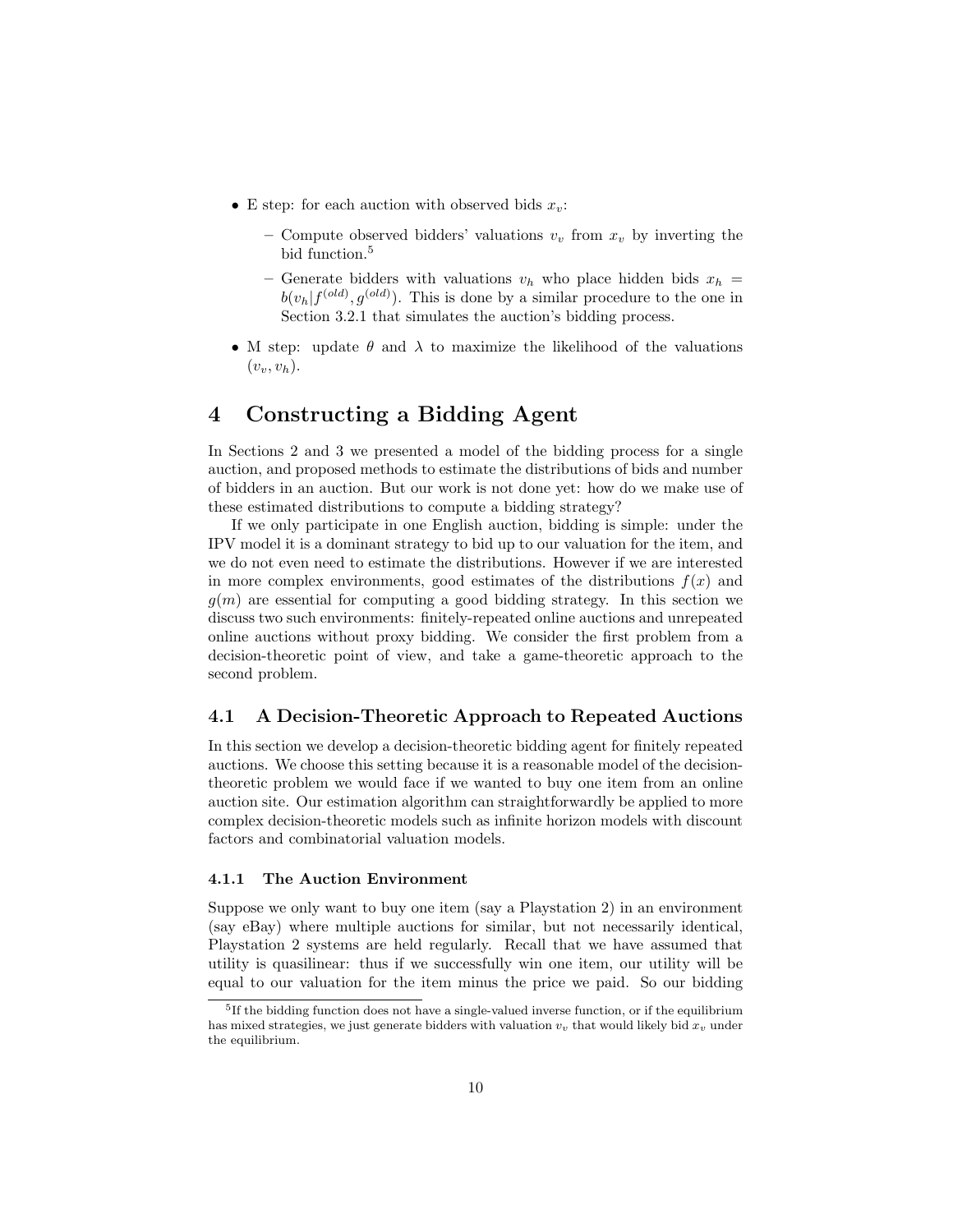- E step: for each auction with observed bids $x_v$:
  - Compute observed bidders' valuations $v_v$ from $x_v$ by inverting the bid function.[5]
  - Generate bidders with valuations $v_h$ who place hidden bids $x_h = b(v_h|f^{(old)}, g^{(old)})$. This is done by a similar procedure to the one in Section 3.2.1 that simulates the auction's bidding process.
- M step: update $\theta$ and $\lambda$ to maximize the likelihood of the valuations $(v_v, v_h)$.

# 4 Constructing a Bidding Agent

In Sections 2 and 3 we presented a model of the bidding process for a single auction, and proposed methods to estimate the distributions of bids and number of bidders in an auction. But our work is not done yet: how do we make use of these estimated distributions to compute a bidding strategy?

If we only participate in one English auction, bidding is simple: under the IPV model it is a dominant strategy to bid up to our valuation for the item, and we do not even need to estimate the distributions. However if we are interested in more complex environments, good estimates of the distributions $f(x)$ and $g(m)$ are essential for computing a good bidding strategy. In this section we discuss two such environments: finitely-repeated online auctions and unrepeated online auctions without proxy bidding. We consider the first problem from a decision-theoretic point of view, and take a game-theoretic approach to the second problem.

## 4.1 A Decision-Theoretic Approach to Repeated Auctions

In this section we develop a decision-theoretic bidding agent for finitely repeated auctions. We choose this setting because it is a reasonable model of the decision-theoretic problem we would face if we wanted to buy one item from an online auction site. Our estimation algorithm can straightforwardly be applied to more complex decision-theoretic models such as infinite horizon models with discount factors and combinatorial valuation models.

### 4.1.1 The Auction Environment

Suppose we only want to buy one item (say a Playstation 2) in an environment (say eBay) where multiple auctions for similar, but not necessarily identical, Playstation 2 systems are held regularly. Recall that we have assumed that utility is quasilinear: thus if we successfully win one item, our utility will be equal to our valuation for the item minus the price we paid. So our bidding

[5] If the bidding function does not have a single-valued inverse function, or if the equilibrium has mixed strategies, we just generate bidders with valuation $v_v$ that would likely bid $x_v$ under the equilibrium.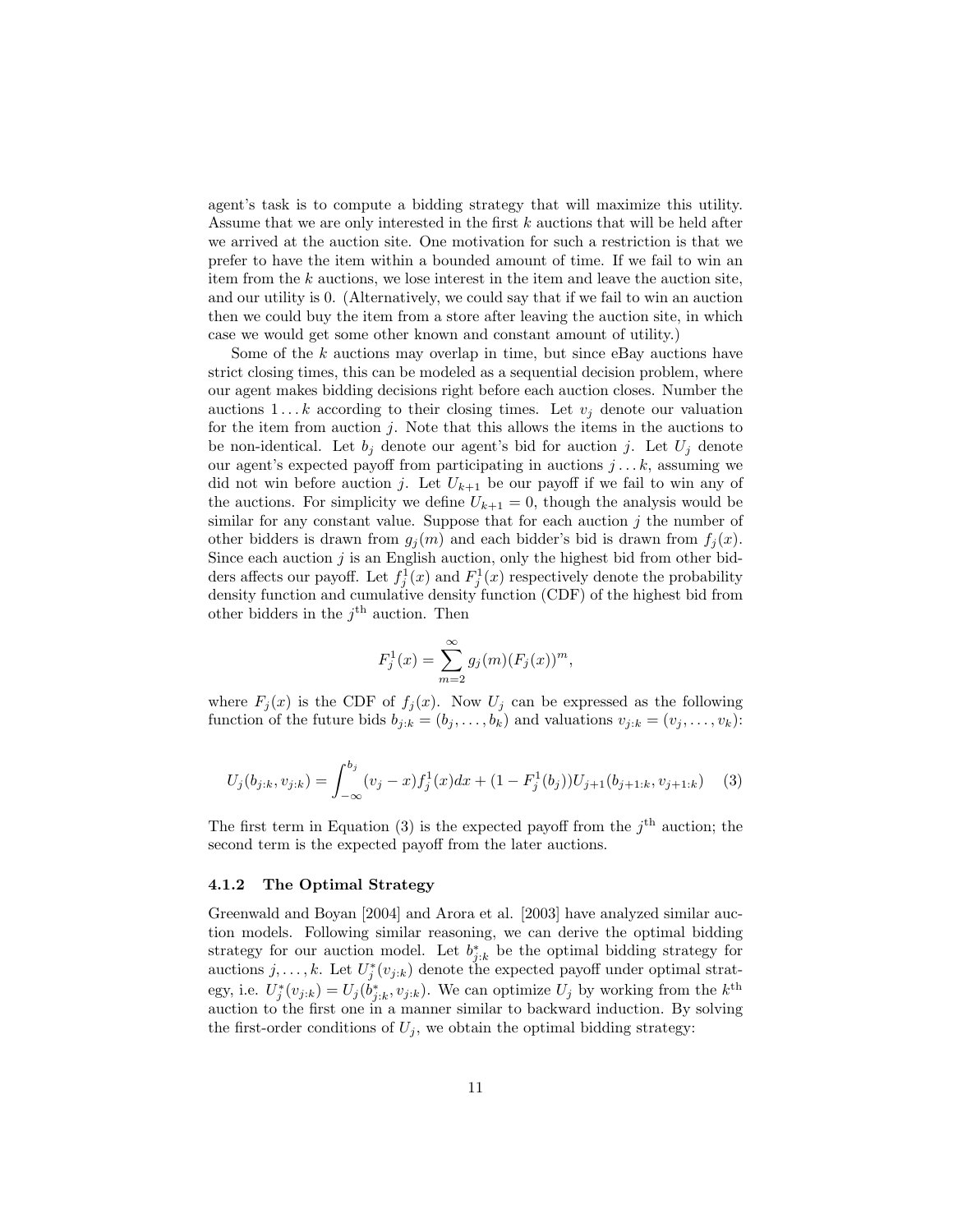agent's task is to compute a bidding strategy that will maximize this utility. Assume that we are only interested in the first $k$ auctions that will be held after we arrived at the auction site. One motivation for such a restriction is that we prefer to have the item within a bounded amount of time. If we fail to win an item from the $k$ auctions, we lose interest in the item and leave the auction site, and our utility is 0. (Alternatively, we could say that if we fail to win an auction then we could buy the item from a store after leaving the auction site, in which case we would get some other known and constant amount of utility.)

Some of the $k$ auctions may overlap in time, but since eBay auctions have strict closing times, this can be modeled as a sequential decision problem, where our agent makes bidding decisions right before each auction closes. Number the auctions $1 \dots k$ according to their closing times. Let $v_j$ denote our valuation for the item from auction $j$. Note that this allows the items in the auctions to be non-identical. Let $b_j$ denote our agent's bid for auction $j$. Let $U_j$ denote our agent's expected payoff from participating in auctions $j \dots k$, assuming we did not win before auction $j$. Let $U_{k+1}$ be our payoff if we fail to win any of the auctions. For simplicity we define $U_{k+1} = 0$, though the analysis would be similar for any constant value. Suppose that for each auction $j$ the number of other bidders is drawn from $g_j(m)$ and each bidder's bid is drawn from $f_j(x)$. Since each auction $j$ is an English auction, only the highest bid from other bidders affects our payoff. Let $f_j^1(x)$ and $F_j^1(x)$ respectively denote the probability density function and cumulative density function (CDF) of the highest bid from other bidders in the $j^{\text{th}}$ auction. Then

$$F_j^1(x) = \sum_{m=2}^{\infty} g_j(m)(F_j(x))^m,$$

where $F_j(x)$ is the CDF of $f_j(x)$. Now $U_j$ can be expressed as the following function of the future bids $b_{j:k} = (b_j, \dots, b_k)$ and valuations $v_{j:k} = (v_j, \dots, v_k)$:

$$U_j(b_{j:k}, v_{j:k}) = \int_{-\infty}^{b_j} (v_j - x) f_j^1(x) dx + (1 - F_j^1(b_j)) U_{j+1}(b_{j+1:k}, v_{j+1:k}) \quad (3)$$

The first term in Equation (3) is the expected payoff from the $j^{\text{th}}$ auction; the second term is the expected payoff from the later auctions.

### 4.1.2 The Optimal Strategy

Greenwald and Boyan [2004] and Arora et al. [2003] have analyzed similar auction models. Following similar reasoning, we can derive the optimal bidding strategy for our auction model. Let $b^*_{j:k}$ be the optimal bidding strategy for auctions $j, \dots, k$. Let $U_j^*(v_{j:k})$ denote the expected payoff under optimal strategy, i.e. $U_j^*(v_{j:k}) = U_j(b^*_{j:k}, v_{j:k})$. We can optimize $U_j$ by working from the $k^{\text{th}}$ auction to the first one in a manner similar to backward induction. By solving the first-order conditions of $U_j$, we obtain the optimal bidding strategy: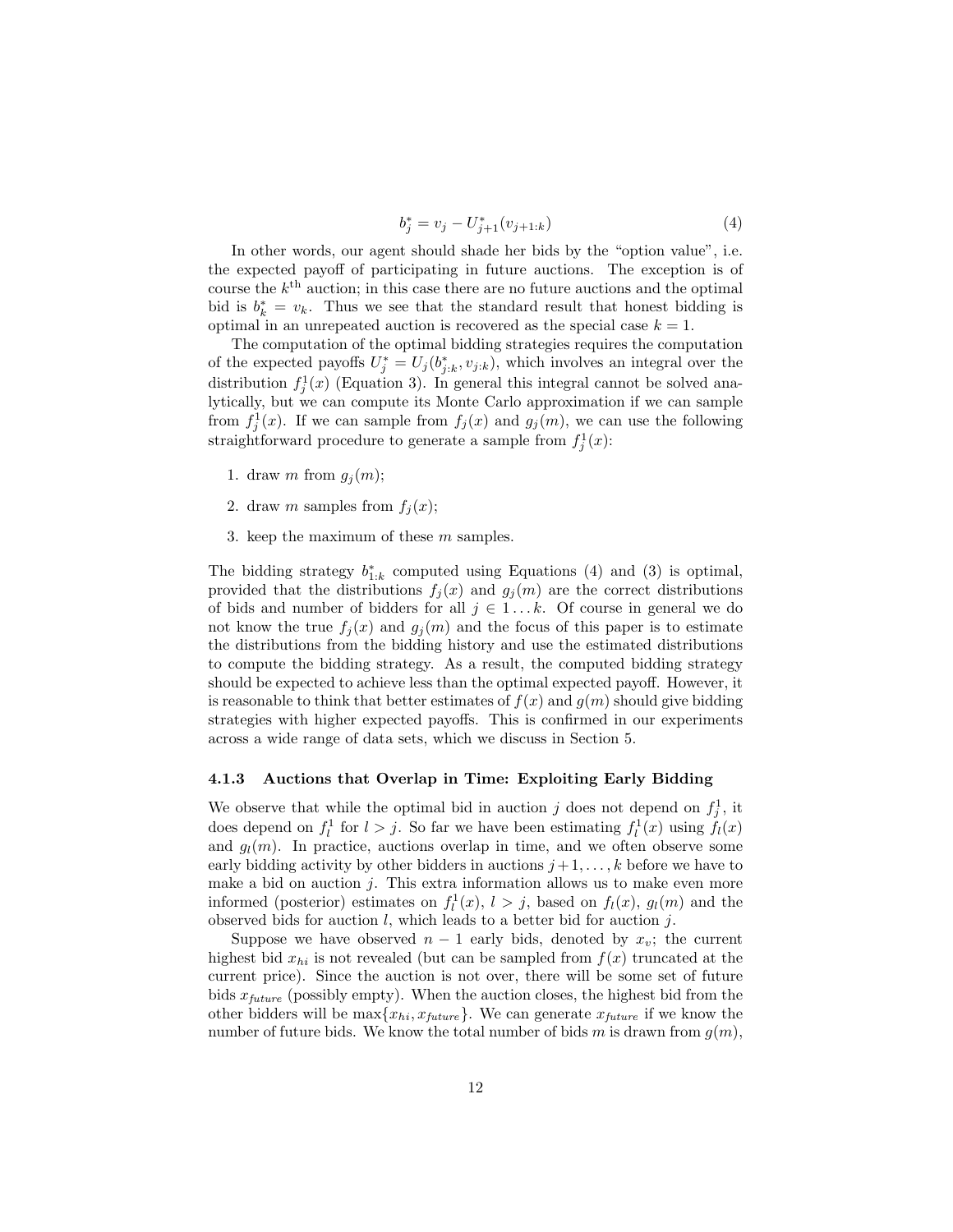$$b_j^* = v_j - U_{j+1}^*(v_{j+1:k}) \tag{4}$$

In other words, our agent should shade her bids by the "option value", i.e. the expected payoff of participating in future auctions. The exception is of course the $k^{\text{th}}$ auction; in this case there are no future auctions and the optimal bid is $b_k^* = v_k$. Thus we see that the standard result that honest bidding is optimal in an unrepeated auction is recovered as the special case $k = 1$.

The computation of the optimal bidding strategies requires the computation of the expected payoffs $U_j^* = U_j(b_{j:k}^*, v_{j:k})$, which involves an integral over the distribution $f_j^1(x)$ (Equation 3). In general this integral cannot be solved analytically, but we can compute its Monte Carlo approximation if we can sample from $f_j^1(x)$. If we can sample from $f_j(x)$ and $g_j(m)$, we can use the following straightforward procedure to generate a sample from $f_j^1(x)$:

1. draw $m$ from $g_j(m)$;
2. draw $m$ samples from $f_j(x)$;
3. keep the maximum of these $m$ samples.

The bidding strategy $b_{1:k}^*$ computed using Equations (4) and (3) is optimal, provided that the distributions $f_j(x)$ and $g_j(m)$ are the correct distributions of bids and number of bidders for all $j \in 1 \dots k$. Of course in general we do not know the true $f_j(x)$ and $g_j(m)$ and the focus of this paper is to estimate the distributions from the bidding history and use the estimated distributions to compute the bidding strategy. As a result, the computed bidding strategy should be expected to achieve less than the optimal expected payoff. However, it is reasonable to think that better estimates of $f(x)$ and $g(m)$ should give bidding strategies with higher expected payoffs. This is confirmed in our experiments across a wide range of data sets, which we discuss in Section 5.

### 4.1.3 Auctions that Overlap in Time: Exploiting Early Bidding

We observe that while the optimal bid in auction $j$ does not depend on $f_j^1$, it does depend on $f_l^1$ for $l > j$. So far we have been estimating $f_l^1(x)$ using $f_l(x)$ and $g_l(m)$. In practice, auctions overlap in time, and we often observe some early bidding activity by other bidders in auctions $j+1, \dots, k$ before we have to make a bid on auction $j$. This extra information allows us to make even more informed (posterior) estimates on $f_l^1(x)$, $l > j$, based on $f_l(x)$, $g_l(m)$ and the observed bids for auction $l$, which leads to a better bid for auction $j$.

Suppose we have observed $n - 1$ early bids, denoted by $x_v$; the current highest bid $x_{hi}$ is not revealed (but can be sampled from $f(x)$ truncated at the current price). Since the auction is not over, there will be some set of future bids $x_{future}$ (possibly empty). When the auction closes, the highest bid from the other bidders will be $\max\{x_{hi}, x_{future}\}$. We can generate $x_{future}$ if we know the number of future bids. We know the total number of bids $m$ is drawn from $g(m)$,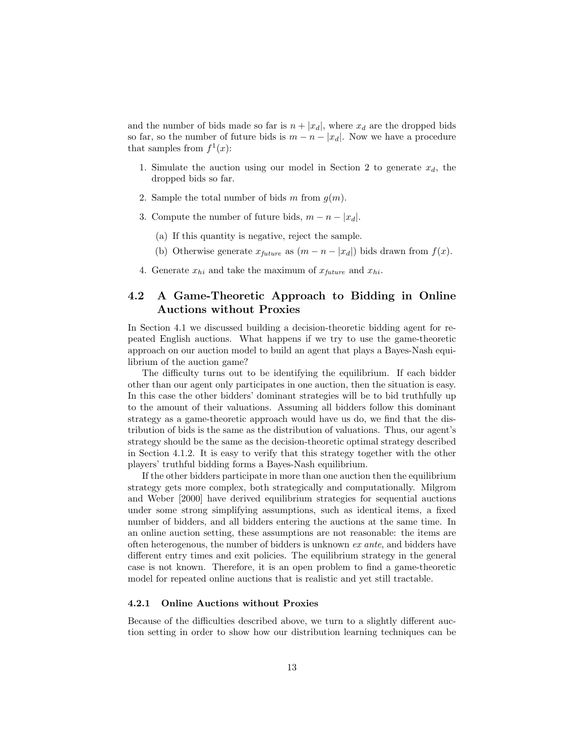and the number of bids made so far is $n + |x_d|$, where $x_d$ are the dropped bids so far, so the number of future bids is $m - n - |x_d|$. Now we have a procedure that samples from $f^1(x)$:

1. Simulate the auction using our model in Section 2 to generate $x_d$, the dropped bids so far.
2. Sample the total number of bids $m$ from $g(m)$.
3. Compute the number of future bids, $m - n - |x_d|$.
   (a) If this quantity is negative, reject the sample.
   (b) Otherwise generate $x_{future}$ as $(m - n - |x_d|)$ bids drawn from $f(x)$.
4. Generate $x_{hi}$ and take the maximum of $x_{future}$ and $x_{hi}$.

## 4.2 A Game-Theoretic Approach to Bidding in Online Auctions without Proxies

In Section 4.1 we discussed building a decision-theoretic bidding agent for repeated English auctions. What happens if we try to use the game-theoretic approach on our auction model to build an agent that plays a Bayes-Nash equilibrium of the auction game?

The difficulty turns out to be identifying the equilibrium. If each bidder other than our agent only participates in one auction, then the situation is easy. In this case the other bidders' dominant strategies will be to bid truthfully up to the amount of their valuations. Assuming all bidders follow this dominant strategy as a game-theoretic approach would have us do, we find that the distribution of bids is the same as the distribution of valuations. Thus, our agent's strategy should be the same as the decision-theoretic optimal strategy described in Section 4.1.2. It is easy to verify that this strategy together with the other players' truthful bidding forms a Bayes-Nash equilibrium.

If the other bidders participate in more than one auction then the equilibrium strategy gets more complex, both strategically and computationally. Milgrom and Weber [2000] have derived equilibrium strategies for sequential auctions under some strong simplifying assumptions, such as identical items, a fixed number of bidders, and all bidders entering the auctions at the same time. In an online auction setting, these assumptions are not reasonable: the items are often heterogenous, the number of bidders is unknown *ex ante*, and bidders have different entry times and exit policies. The equilibrium strategy in the general case is not known. Therefore, it is an open problem to find a game-theoretic model for repeated online auctions that is realistic and yet still tractable.

### 4.2.1 Online Auctions without Proxies

Because of the difficulties described above, we turn to a slightly different auction setting in order to show how our distribution learning techniques can be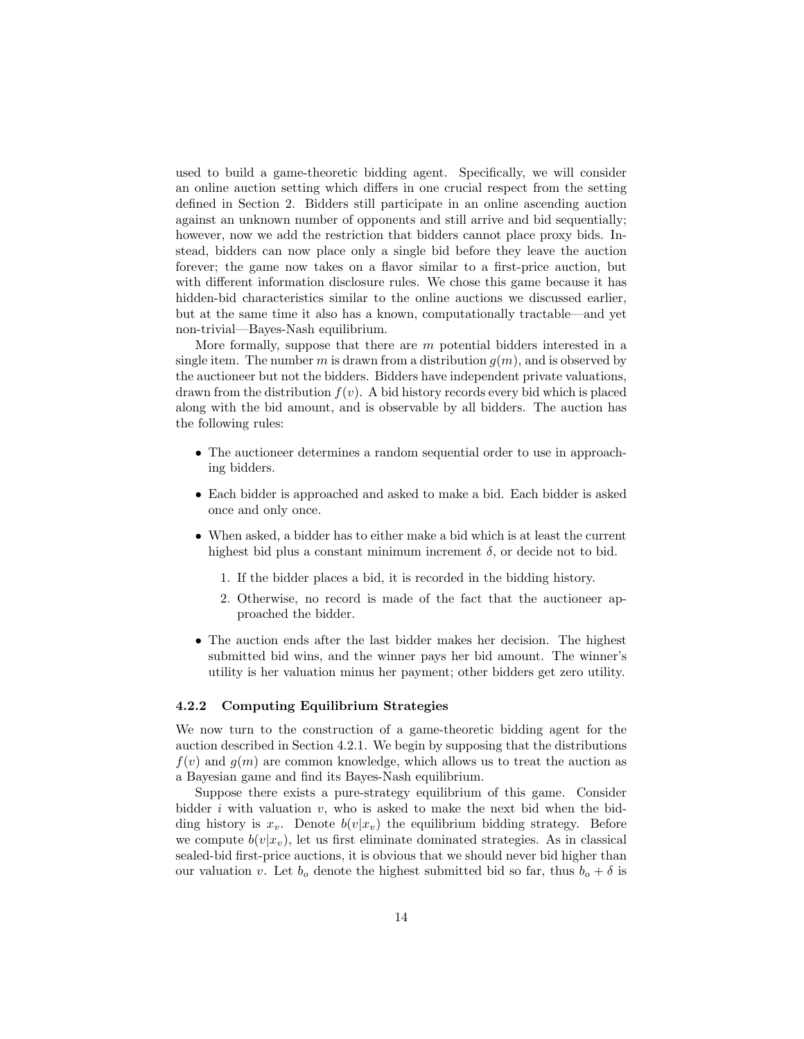used to build a game-theoretic bidding agent. Specifically, we will consider an online auction setting which differs in one crucial respect from the setting defined in Section 2. Bidders still participate in an online ascending auction against an unknown number of opponents and still arrive and bid sequentially; however, now we add the restriction that bidders cannot place proxy bids. Instead, bidders can now place only a single bid before they leave the auction forever; the game now takes on a flavor similar to a first-price auction, but with different information disclosure rules. We chose this game because it has hidden-bid characteristics similar to the online auctions we discussed earlier, but at the same time it also has a known, computationally tractable—and yet non-trivial—Bayes-Nash equilibrium.

More formally, suppose that there are $m$ potential bidders interested in a single item. The number $m$ is drawn from a distribution $g(m)$, and is observed by the auctioneer but not the bidders. Bidders have independent private valuations, drawn from the distribution $f(v)$. A bid history records every bid which is placed along with the bid amount, and is observable by all bidders. The auction has the following rules:

- The auctioneer determines a random sequential order to use in approaching bidders.
- Each bidder is approached and asked to make a bid. Each bidder is asked once and only once.
- When asked, a bidder has to either make a bid which is at least the current highest bid plus a constant minimum increment $\delta$, or decide not to bid.
  1. If the bidder places a bid, it is recorded in the bidding history.
  2. Otherwise, no record is made of the fact that the auctioneer approached the bidder.
- The auction ends after the last bidder makes her decision. The highest submitted bid wins, and the winner pays her bid amount. The winner's utility is her valuation minus her payment; other bidders get zero utility.

### 4.2.2 Computing Equilibrium Strategies

We now turn to the construction of a game-theoretic bidding agent for the auction described in Section 4.2.1. We begin by supposing that the distributions $f(v)$ and $g(m)$ are common knowledge, which allows us to treat the auction as a Bayesian game and find its Bayes-Nash equilibrium.

Suppose there exists a pure-strategy equilibrium of this game. Consider bidder $i$ with valuation $v$, who is asked to make the next bid when the bidding history is $x_v$. Denote $b(v|x_v)$ the equilibrium bidding strategy. Before we compute $b(v|x_v)$, let us first eliminate dominated strategies. As in classical sealed-bid first-price auctions, it is obvious that we should never bid higher than our valuation $v$. Let $b_o$ denote the highest submitted bid so far, thus $b_o + \delta$ is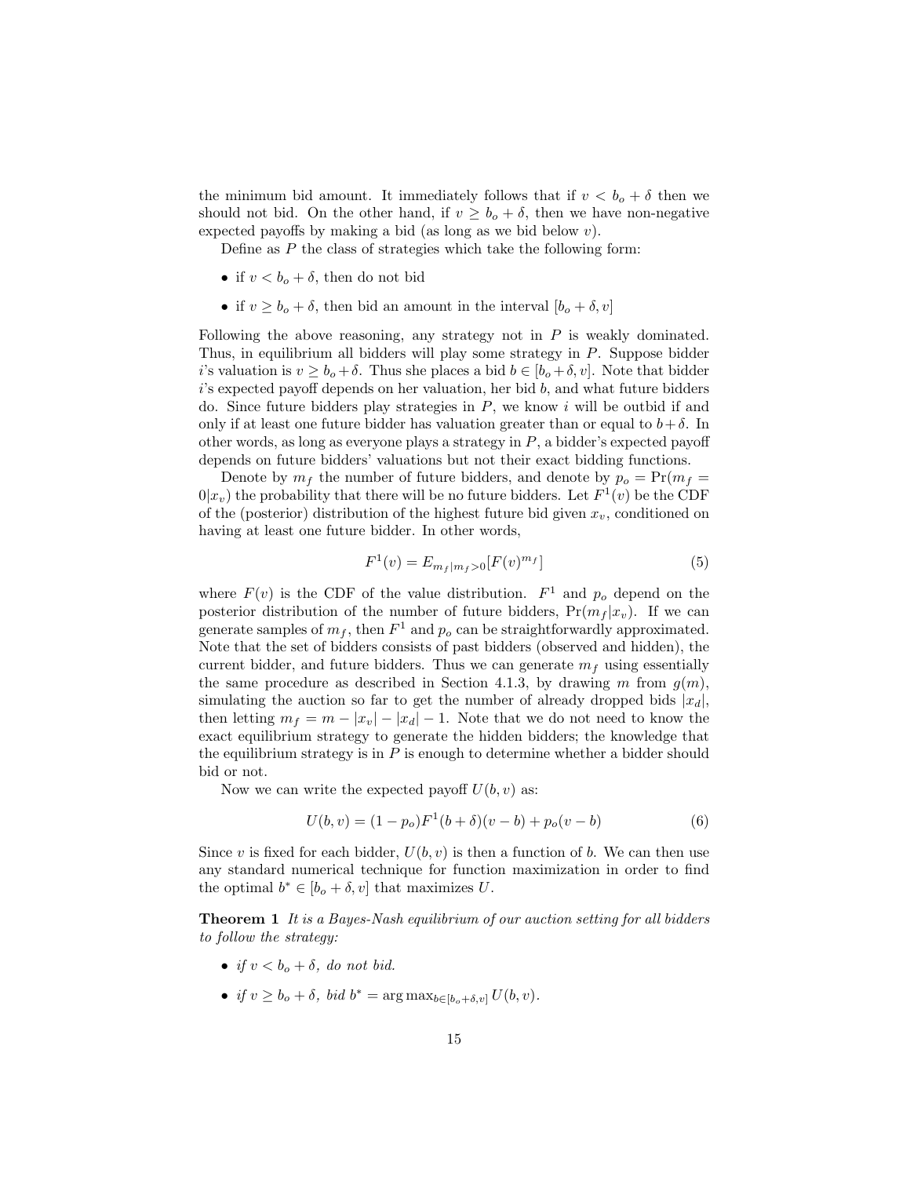the minimum bid amount. It immediately follows that if $v < b_o + \delta$ then we should not bid. On the other hand, if $v \geq b_o + \delta$, then we have non-negative expected payoffs by making a bid (as long as we bid below $v$).

Define as $P$ the class of strategies which take the following form:

- if $v < b_o + \delta$, then do not bid
- if $v \geq b_o + \delta$, then bid an amount in the interval $[b_o + \delta, v]$

Following the above reasoning, any strategy not in $P$ is weakly dominated. Thus, in equilibrium all bidders will play some strategy in $P$. Suppose bidder $i$'s valuation is $v \geq b_o + \delta$. Thus she places a bid $b \in [b_o + \delta, v]$. Note that bidder $i$'s expected payoff depends on her valuation, her bid $b$, and what future bidders do. Since future bidders play strategies in $P$, we know $i$ will be outbid if and only if at least one future bidder has valuation greater than or equal to $b + \delta$. In other words, as long as everyone plays a strategy in $P$, a bidder's expected payoff depends on future bidders' valuations but not their exact bidding functions.

Denote by $m_f$ the number of future bidders, and denote by $p_o = \Pr(m_f = 0|x_v)$ the probability that there will be no future bidders. Let $F^1(v)$ be the CDF of the (posterior) distribution of the highest future bid given $x_v$, conditioned on having at least one future bidder. In other words,

$$F^1(v) = E_{m_f|m_f>0}[F(v)^{m_f}] \tag{5}$$

where $F(v)$ is the CDF of the value distribution. $F^1$ and $p_o$ depend on the posterior distribution of the number of future bidders, $\Pr(m_f|x_v)$. If we can generate samples of $m_f$, then $F^1$ and $p_o$ can be straightforwardly approximated. Note that the set of bidders consists of past bidders (observed and hidden), the current bidder, and future bidders. Thus we can generate $m_f$ using essentially the same procedure as described in Section 4.1.3, by drawing $m$ from $g(m)$, simulating the auction so far to get the number of already dropped bids $|x_d|$, then letting $m_f = m - |x_v| - |x_d| - 1$. Note that we do not need to know the exact equilibrium strategy to generate the hidden bidders; the knowledge that the equilibrium strategy is in $P$ is enough to determine whether a bidder should bid or not.

Now we can write the expected payoff $U(b, v)$ as:

$$U(b, v) = (1 - p_o)F^1(b + \delta)(v - b) + p_o(v - b) \tag{6}$$

Since $v$ is fixed for each bidder, $U(b, v)$ is then a function of $b$. We can then use any standard numerical technique for function maximization in order to find the optimal $b^* \in [b_o + \delta, v]$ that maximizes $U$.

**Theorem 1** *It is a Bayes-Nash equilibrium of our auction setting for all bidders to follow the strategy:*

- *if $v < b_o + \delta$, do not bid.*
- *if $v \geq b_o + \delta$, bid $b^* = \arg\max_{b \in [b_o + \delta, v]} U(b, v)$.*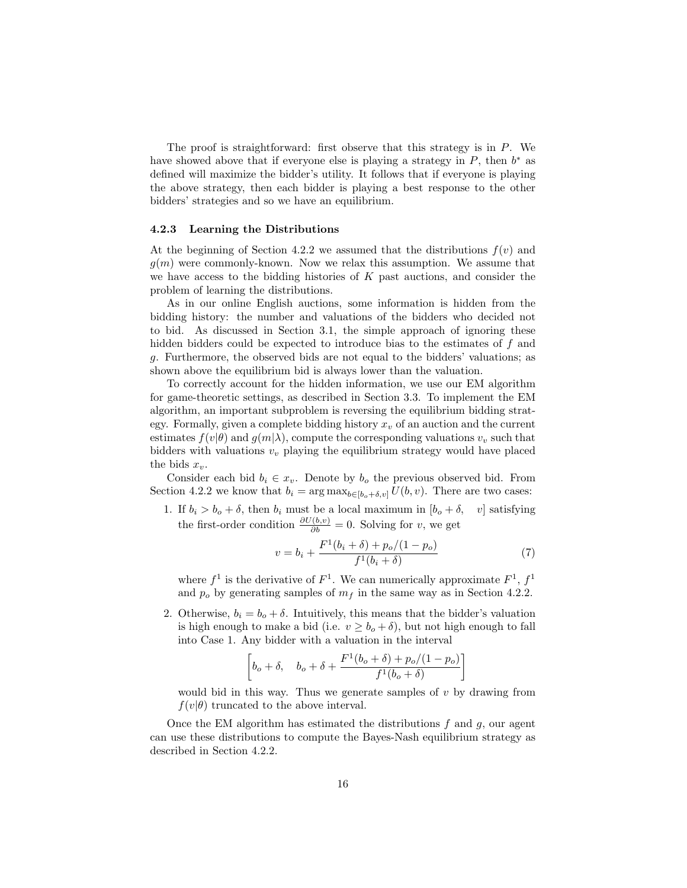The proof is straightforward: first observe that this strategy is in $P$. We have showed above that if everyone else is playing a strategy in $P$, then $b^*$ as defined will maximize the bidder's utility. It follows that if everyone is playing the above strategy, then each bidder is playing a best response to the other bidders' strategies and so we have an equilibrium.

### 4.2.3 Learning the Distributions

At the beginning of Section 4.2.2 we assumed that the distributions $f(v)$ and $g(m)$ were commonly-known. Now we relax this assumption. We assume that we have access to the bidding histories of $K$ past auctions, and consider the problem of learning the distributions.

As in our online English auctions, some information is hidden from the bidding history: the number and valuations of the bidders who decided not to bid. As discussed in Section 3.1, the simple approach of ignoring these hidden bidders could be expected to introduce bias to the estimates of $f$ and $g$. Furthermore, the observed bids are not equal to the bidders' valuations; as shown above the equilibrium bid is always lower than the valuation.

To correctly account for the hidden information, we use our EM algorithm for game-theoretic settings, as described in Section 3.3. To implement the EM algorithm, an important subproblem is reversing the equilibrium bidding strategy. Formally, given a complete bidding history $x_v$ of an auction and the current estimates $f(v|\theta)$ and $g(m|\lambda)$, compute the corresponding valuations $v_v$ such that bidders with valuations $v_v$ playing the equilibrium strategy would have placed the bids $x_v$.

Consider each bid $b_i \in x_v$. Denote by $b_o$ the previous observed bid. From Section 4.2.2 we know that $b_i = \arg\max_{b \in [b_o+\delta, v]} U(b, v)$. There are two cases:

1. If $b_i > b_o + \delta$, then $b_i$ must be a local maximum in $[b_o + \delta, \quad v]$ satisfying the first-order condition $\frac{\partial U(b,v)}{\partial b} = 0$. Solving for $v$, we get

$$v = b_i + \frac{F^1(b_i + \delta) + p_o/(1 - p_o)}{f^1(b_i + \delta)} \tag{7}$$

   where $f^1$ is the derivative of $F^1$. We can numerically approximate $F^1$, $f^1$ and $p_o$ by generating samples of $m_f$ in the same way as in Section 4.2.2.

2. Otherwise, $b_i = b_o + \delta$. Intuitively, this means that the bidder's valuation is high enough to make a bid (i.e. $v \geq b_o + \delta$), but not high enough to fall into Case 1. Any bidder with a valuation in the interval

$$\left[ b_o + \delta, \quad b_o + \delta + \frac{F^1(b_o + \delta) + p_o/(1 - p_o)}{f^1(b_o + \delta)} \right]$$

   would bid in this way. Thus we generate samples of $v$ by drawing from $f(v|\theta)$ truncated to the above interval.

Once the EM algorithm has estimated the distributions $f$ and $g$, our agent can use these distributions to compute the Bayes-Nash equilibrium strategy as described in Section 4.2.2.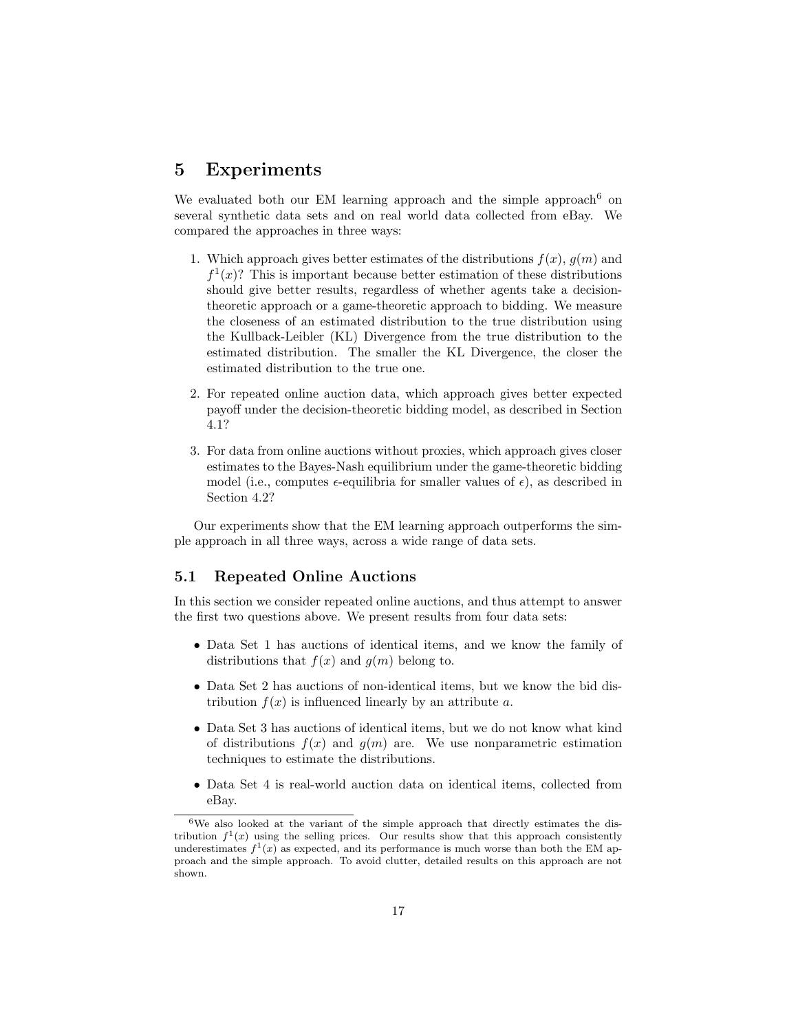# 5 Experiments

We evaluated both our EM learning approach and the simple approach[6] on several synthetic data sets and on real world data collected from eBay. We compared the approaches in three ways:

1. Which approach gives better estimates of the distributions $f(x)$, $g(m)$ and $f^1(x)$? This is important because better estimation of these distributions should give better results, regardless of whether agents take a decision-theoretic approach or a game-theoretic approach to bidding. We measure the closeness of an estimated distribution to the true distribution using the Kullback-Leibler (KL) Divergence from the true distribution to the estimated distribution. The smaller the KL Divergence, the closer the estimated distribution to the true one.

2. For repeated online auction data, which approach gives better expected payoff under the decision-theoretic bidding model, as described in Section 4.1?

3. For data from online auctions without proxies, which approach gives closer estimates to the Bayes-Nash equilibrium under the game-theoretic bidding model (i.e., computes $\epsilon$-equilibria for smaller values of $\epsilon$), as described in Section 4.2?

Our experiments show that the EM learning approach outperforms the simple approach in all three ways, across a wide range of data sets.

## 5.1 Repeated Online Auctions

In this section we consider repeated online auctions, and thus attempt to answer the first two questions above. We present results from four data sets:

- Data Set 1 has auctions of identical items, and we know the family of distributions that $f(x)$ and $g(m)$ belong to.
- Data Set 2 has auctions of non-identical items, but we know the bid distribution $f(x)$ is influenced linearly by an attribute $a$.
- Data Set 3 has auctions of identical items, but we do not know what kind of distributions $f(x)$ and $g(m)$ are. We use nonparametric estimation techniques to estimate the distributions.
- Data Set 4 is real-world auction data on identical items, collected from eBay.

[6] We also looked at the variant of the simple approach that directly estimates the distribution $f^1(x)$ using the selling prices. Our results show that this approach consistently underestimates $f^1(x)$ as expected, and its performance is much worse than both the EM approach and the simple approach. To avoid clutter, detailed results on this approach are not shown.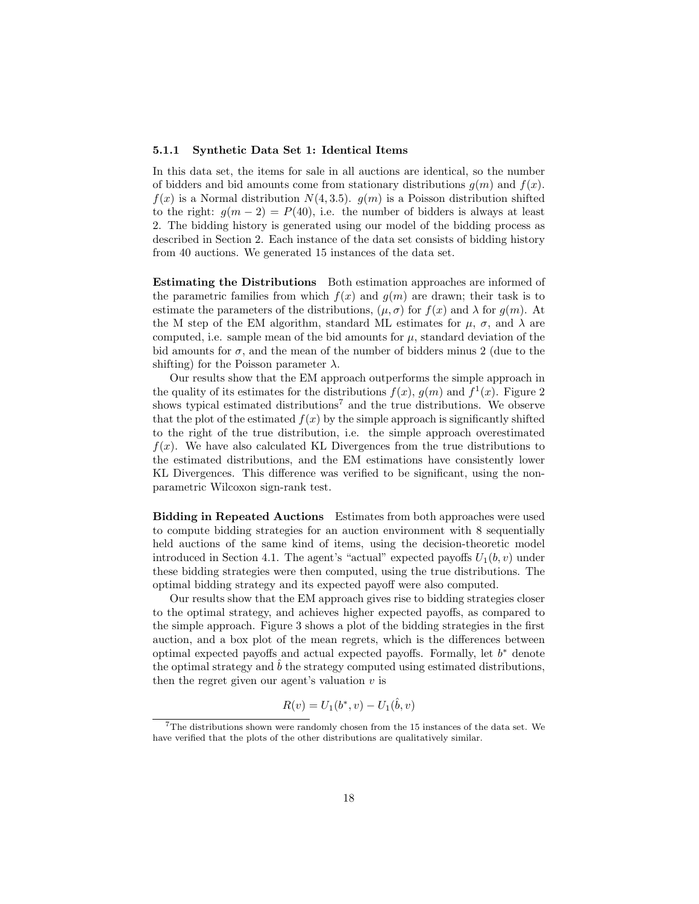#### 5.1.1 Synthetic Data Set 1: Identical Items

In this data set, the items for sale in all auctions are identical, so the number of bidders and bid amounts come from stationary distributions $g(m)$ and $f(x)$. $f(x)$ is a Normal distribution $N(4, 3.5)$. $g(m)$ is a Poisson distribution shifted to the right: $g(m-2) = P(40)$, i.e. the number of bidders is always at least 2. The bidding history is generated using our model of the bidding process as described in Section 2. Each instance of the data set consists of bidding history from 40 auctions. We generated 15 instances of the data set.

**Estimating the Distributions** Both estimation approaches are informed of the parametric families from which $f(x)$ and $g(m)$ are drawn; their task is to estimate the parameters of the distributions, $(\mu, \sigma)$ for $f(x)$ and $\lambda$ for $g(m)$. At the M step of the EM algorithm, standard ML estimates for $\mu$, $\sigma$, and $\lambda$ are computed, i.e. sample mean of the bid amounts for $\mu$, standard deviation of the bid amounts for $\sigma$, and the mean of the number of bidders minus 2 (due to the shifting) for the Poisson parameter $\lambda$.

Our results show that the EM approach outperforms the simple approach in the quality of its estimates for the distributions $f(x)$, $g(m)$ and $f^1(x)$. Figure 2 shows typical estimated distributions[7] and the true distributions. We observe that the plot of the estimated $f(x)$ by the simple approach is significantly shifted to the right of the true distribution, i.e. the simple approach overestimated $f(x)$. We have also calculated KL Divergences from the true distributions to the estimated distributions, and the EM estimations have consistently lower KL Divergences. This difference was verified to be significant, using the non-parametric Wilcoxon sign-rank test.

**Bidding in Repeated Auctions** Estimates from both approaches were used to compute bidding strategies for an auction environment with 8 sequentially held auctions of the same kind of items, using the decision-theoretic model introduced in Section 4.1. The agent's "actual" expected payoffs $U_1(b, v)$ under these bidding strategies were then computed, using the true distributions. The optimal bidding strategy and its expected payoff were also computed.

Our results show that the EM approach gives rise to bidding strategies closer to the optimal strategy, and achieves higher expected payoffs, as compared to the simple approach. Figure 3 shows a plot of the bidding strategies in the first auction, and a box plot of the mean regrets, which is the differences between optimal expected payoffs and actual expected payoffs. Formally, let $b^*$ denote the optimal strategy and $\hat{b}$ the strategy computed using estimated distributions, then the regret given our agent's valuation $v$ is

$$R(v) = U_1(b^*, v) - U_1(\hat{b}, v)$$

[7] The distributions shown were randomly chosen from the 15 instances of the data set. We have verified that the plots of the other distributions are qualitatively similar.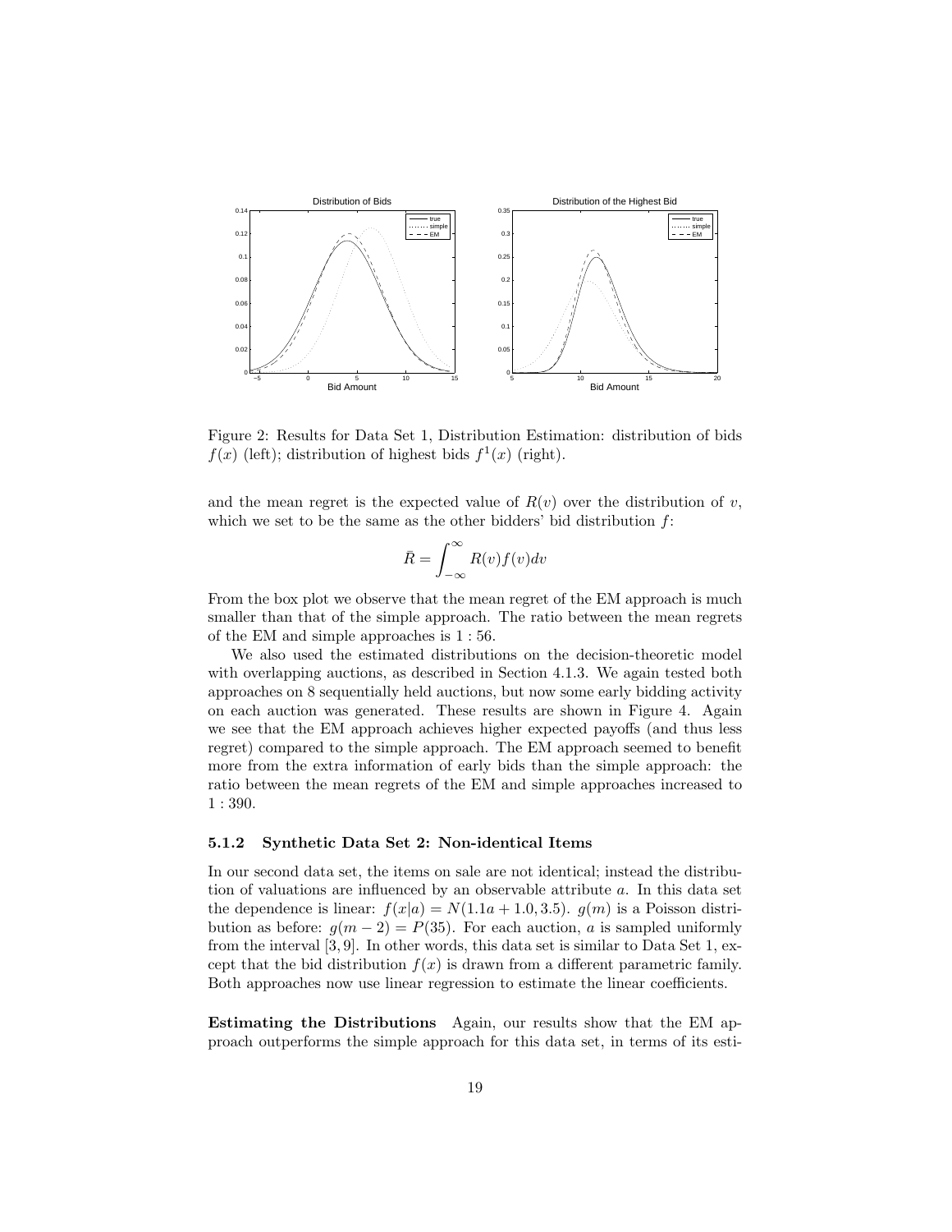Figure 2: Results for Data Set 1, Distribution Estimation: distribution of bids $f(x)$ (left); distribution of highest bids $f^1(x)$ (right).

and the mean regret is the expected value of $R(v)$ over the distribution of $v$, which we set to be the same as the other bidders' bid distribution $f$:

$$\bar{R} = \int_{-\infty}^{\infty} R(v) f(v) dv$$

From the box plot we observe that the mean regret of the EM approach is much smaller than that of the simple approach. The ratio between the mean regrets of the EM and simple approaches is $1 : 56$.

We also used the estimated distributions on the decision-theoretic model with overlapping auctions, as described in Section 4.1.3. We again tested both approaches on 8 sequentially held auctions, but now some early bidding activity on each auction was generated. These results are shown in Figure 4. Again we see that the EM approach achieves higher expected payoffs (and thus less regret) compared to the simple approach. The EM approach seemed to benefit more from the extra information of early bids than the simple approach: the ratio between the mean regrets of the EM and simple approaches increased to $1 : 390$.

### 5.1.2 Synthetic Data Set 2: Non-identical Items

In our second data set, the items on sale are not identical; instead the distribution of valuations are influenced by an observable attribute $a$. In this data set the dependence is linear: $f(x|a) = N(1.1a + 1.0, 3.5)$. $g(m)$ is a Poisson distribution as before: $g(m-2) = P(35)$. For each auction, $a$ is sampled uniformly from the interval $[3, 9]$. In other words, this data set is similar to Data Set 1, except that the bid distribution $f(x)$ is drawn from a different parametric family. Both approaches now use linear regression to estimate the linear coefficients.

**Estimating the Distributions** Again, our results show that the EM approach outperforms the simple approach for this data set, in terms of its esti-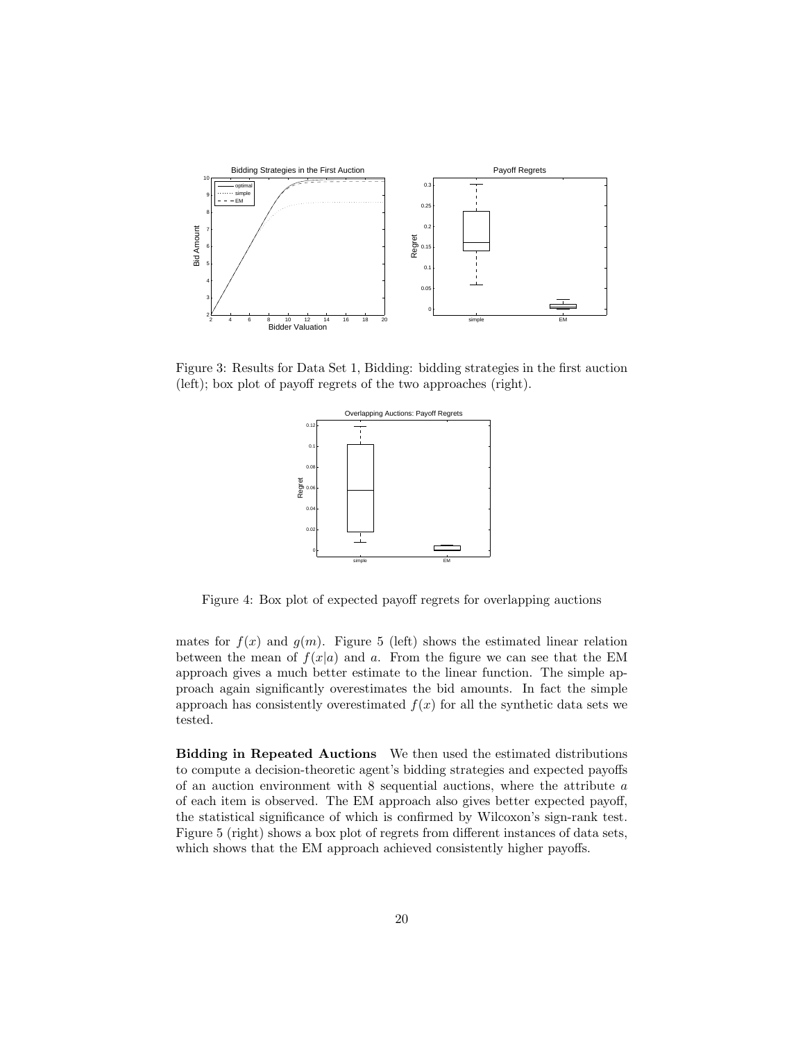Figure 3: Results for Data Set 1, Bidding: bidding strategies in the first auction (left); box plot of payoff regrets of the two approaches (right).

Figure 4: Box plot of expected payoff regrets for overlapping auctions

mates for $f(x)$ and $g(m)$. Figure 5 (left) shows the estimated linear relation between the mean of $f(x|a)$ and $a$. From the figure we can see that the EM approach gives a much better estimate to the linear function. The simple approach again significantly overestimates the bid amounts. In fact the simple approach has consistently overestimated $f(x)$ for all the synthetic data sets we tested.

**Bidding in Repeated Auctions** We then used the estimated distributions to compute a decision-theoretic agent's bidding strategies and expected payoffs of an auction environment with 8 sequential auctions, where the attribute $a$ of each item is observed. The EM approach also gives better expected payoff, the statistical significance of which is confirmed by Wilcoxon's sign-rank test. Figure 5 (right) shows a box plot of regrets from different instances of data sets, which shows that the EM approach achieved consistently higher payoffs.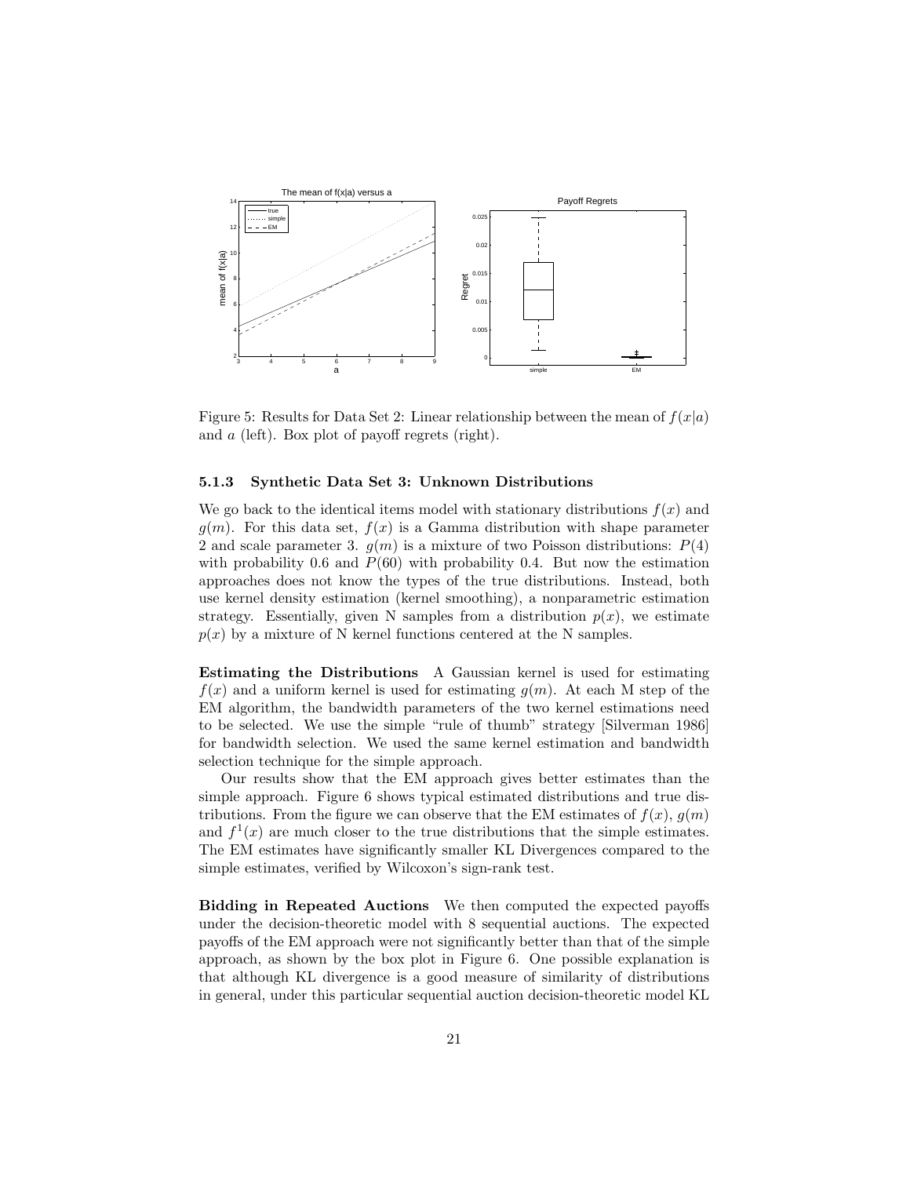Figure 5: Results for Data Set 2: Linear relationship between the mean of $f(x|a)$ and $a$ (left). Box plot of payoff regrets (right).

#### 5.1.3 Synthetic Data Set 3: Unknown Distributions

We go back to the identical items model with stationary distributions $f(x)$ and $g(m)$. For this data set, $f(x)$ is a Gamma distribution with shape parameter 2 and scale parameter 3. $g(m)$ is a mixture of two Poisson distributions: $P(4)$ with probability 0.6 and $P(60)$ with probability 0.4. But now the estimation approaches does not know the types of the true distributions. Instead, both use kernel density estimation (kernel smoothing), a nonparametric estimation strategy. Essentially, given N samples from a distribution $p(x)$, we estimate $p(x)$ by a mixture of N kernel functions centered at the N samples.

**Estimating the Distributions** A Gaussian kernel is used for estimating $f(x)$ and a uniform kernel is used for estimating $g(m)$. At each M step of the EM algorithm, the bandwidth parameters of the two kernel estimations need to be selected. We use the simple "rule of thumb" strategy [Silverman 1986] for bandwidth selection. We used the same kernel estimation and bandwidth selection technique for the simple approach.

Our results show that the EM approach gives better estimates than the simple approach. Figure 6 shows typical estimated distributions and true distributions. From the figure we can observe that the EM estimates of $f(x)$, $g(m)$ and $f^1(x)$ are much closer to the true distributions that the simple estimates. The EM estimates have significantly smaller KL Divergences compared to the simple estimates, verified by Wilcoxon's sign-rank test.

**Bidding in Repeated Auctions** We then computed the expected payoffs under the decision-theoretic model with 8 sequential auctions. The expected payoffs of the EM approach were not significantly better than that of the simple approach, as shown by the box plot in Figure 6. One possible explanation is that although KL divergence is a good measure of similarity of distributions in general, under this particular sequential auction decision-theoretic model KL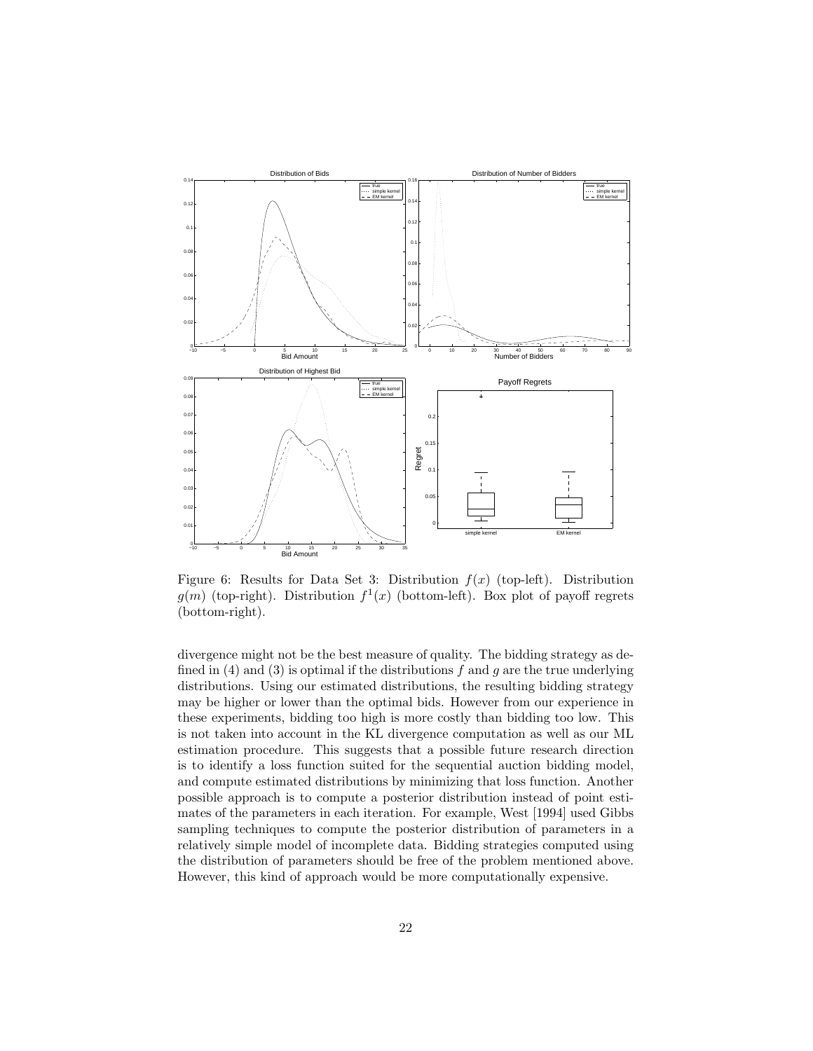Figure 6: Results for Data Set 3: Distribution $f(x)$ (top-left). Distribution $g(m)$ (top-right). Distribution $f^1(x)$ (bottom-left). Box plot of payoff regrets (bottom-right).

divergence might not be the best measure of quality. The bidding strategy as defined in (4) and (3) is optimal if the distributions $f$ and $g$ are the true underlying distributions. Using our estimated distributions, the resulting bidding strategy may be higher or lower than the optimal bids. However from our experience in these experiments, bidding too high is more costly than bidding too low. This is not taken into account in the KL divergence computation as well as our ML estimation procedure. This suggests that a possible future research direction is to identify a loss function suited for the sequential auction bidding model, and compute estimated distributions by minimizing that loss function. Another possible approach is to compute a posterior distribution instead of point estimates of the parameters in each iteration. For example, West [1994] used Gibbs sampling techniques to compute the posterior distribution of parameters in a relatively simple model of incomplete data. Bidding strategies computed using the distribution of parameters should be free of the problem mentioned above. However, this kind of approach would be more computationally expensive.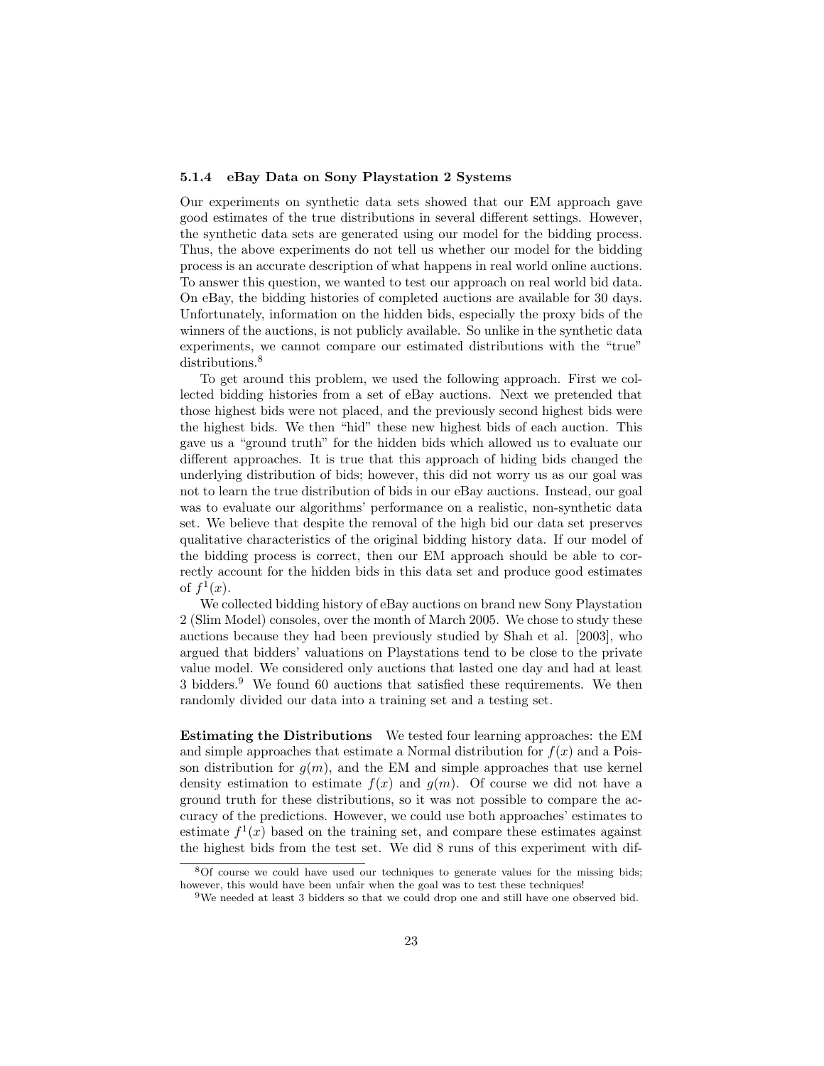#### 5.1.4 eBay Data on Sony Playstation 2 Systems

Our experiments on synthetic data sets showed that our EM approach gave good estimates of the true distributions in several different settings. However, the synthetic data sets are generated using our model for the bidding process. Thus, the above experiments do not tell us whether our model for the bidding process is an accurate description of what happens in real world online auctions. To answer this question, we wanted to test our approach on real world bid data. On eBay, the bidding histories of completed auctions are available for 30 days. Unfortunately, information on the hidden bids, especially the proxy bids of the winners of the auctions, is not publicly available. So unlike in the synthetic data experiments, we cannot compare our estimated distributions with the "true" distributions.[8]

To get around this problem, we used the following approach. First we collected bidding histories from a set of eBay auctions. Next we pretended that those highest bids were not placed, and the previously second highest bids were the highest bids. We then "hid" these new highest bids of each auction. This gave us a "ground truth" for the hidden bids which allowed us to evaluate our different approaches. It is true that this approach of hiding bids changed the underlying distribution of bids; however, this did not worry us as our goal was not to learn the true distribution of bids in our eBay auctions. Instead, our goal was to evaluate our algorithms' performance on a realistic, non-synthetic data set. We believe that despite the removal of the high bid our data set preserves qualitative characteristics of the original bidding history data. If our model of the bidding process is correct, then our EM approach should be able to correctly account for the hidden bids in this data set and produce good estimates of $f^1(x)$.

We collected bidding history of eBay auctions on brand new Sony Playstation 2 (Slim Model) consoles, over the month of March 2005. We chose to study these auctions because they had been previously studied by Shah et al. [2003], who argued that bidders' valuations on Playstations tend to be close to the private value model. We considered only auctions that lasted one day and had at least 3 bidders.[9] We found 60 auctions that satisfied these requirements. We then randomly divided our data into a training set and a testing set.

**Estimating the Distributions** We tested four learning approaches: the EM and simple approaches that estimate a Normal distribution for $f(x)$ and a Poisson distribution for $g(m)$, and the EM and simple approaches that use kernel density estimation to estimate $f(x)$ and $g(m)$. Of course we did not have a ground truth for these distributions, so it was not possible to compare the accuracy of the predictions. However, we could use both approaches' estimates to estimate $f^1(x)$ based on the training set, and compare these estimates against the highest bids from the test set. We did 8 runs of this experiment with dif-

[8] Of course we could have used our techniques to generate values for the missing bids; however, this would have been unfair when the goal was to test these techniques!

[9] We needed at least 3 bidders so that we could drop one and still have one observed bid.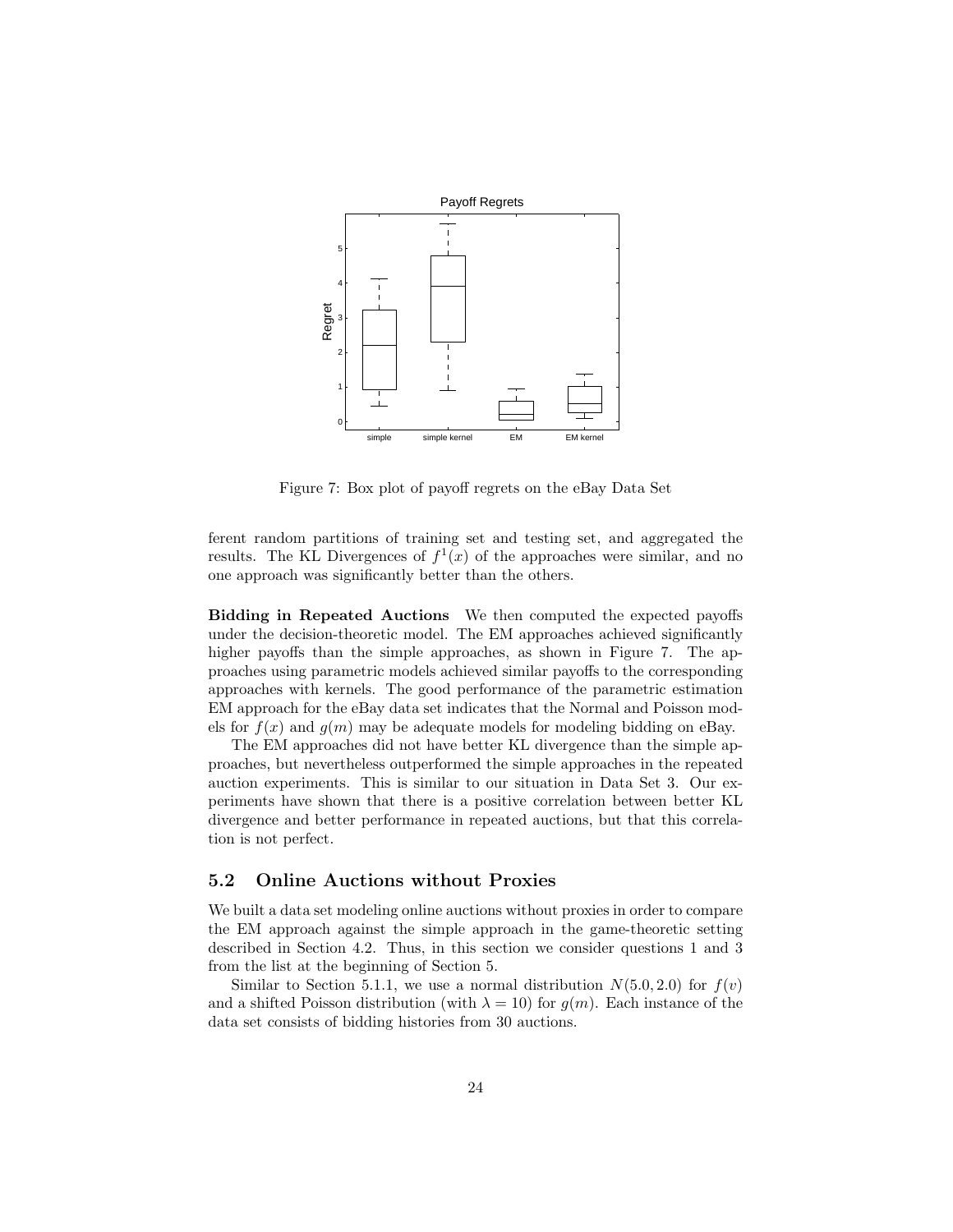Figure 7: Box plot of payoff regrets on the eBay Data Set

ferent random partitions of training set and testing set, and aggregated the results. The KL Divergences of $f^1(x)$ of the approaches were similar, and no one approach was significantly better than the others.

**Bidding in Repeated Auctions** We then computed the expected payoffs under the decision-theoretic model. The EM approaches achieved significantly higher payoffs than the simple approaches, as shown in Figure 7. The approaches using parametric models achieved similar payoffs to the corresponding approaches with kernels. The good performance of the parametric estimation EM approach for the eBay data set indicates that the Normal and Poisson models for $f(x)$ and $g(m)$ may be adequate models for modeling bidding on eBay.

The EM approaches did not have better KL divergence than the simple approaches, but nevertheless outperformed the simple approaches in the repeated auction experiments. This is similar to our situation in Data Set 3. Our experiments have shown that there is a positive correlation between better KL divergence and better performance in repeated auctions, but that this correlation is not perfect.

## 5.2 Online Auctions without Proxies

We built a data set modeling online auctions without proxies in order to compare the EM approach against the simple approach in the game-theoretic setting described in Section 4.2. Thus, in this section we consider questions 1 and 3 from the list at the beginning of Section 5.

Similar to Section 5.1.1, we use a normal distribution $N(5.0, 2.0)$ for $f(v)$ and a shifted Poisson distribution (with $\lambda = 10$) for $g(m)$. Each instance of the data set consists of bidding histories from 30 auctions.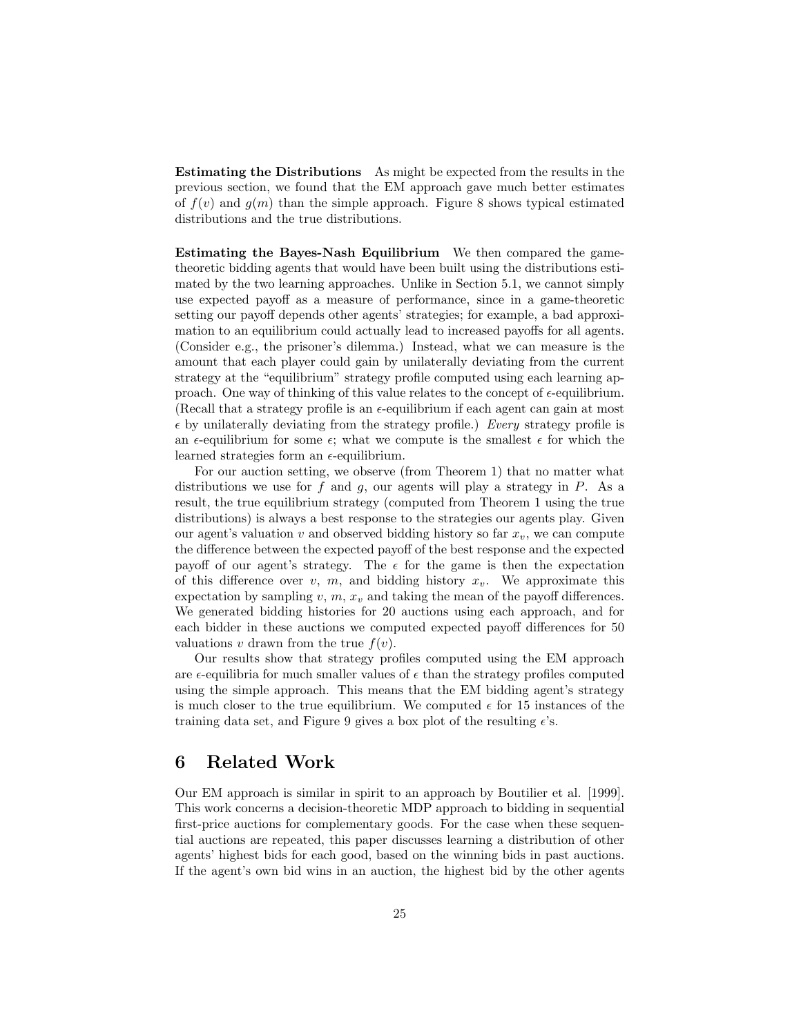**Estimating the Distributions** As might be expected from the results in the previous section, we found that the EM approach gave much better estimates of $f(v)$ and $g(m)$ than the simple approach. Figure 8 shows typical estimated distributions and the true distributions.

**Estimating the Bayes-Nash Equilibrium** We then compared the game-theoretic bidding agents that would have been built using the distributions estimated by the two learning approaches. Unlike in Section 5.1, we cannot simply use expected payoff as a measure of performance, since in a game-theoretic setting our payoff depends other agents' strategies; for example, a bad approximation to an equilibrium could actually lead to increased payoffs for all agents. (Consider e.g., the prisoner's dilemma.) Instead, what we can measure is the amount that each player could gain by unilaterally deviating from the current strategy at the "equilibrium" strategy profile computed using each learning approach. One way of thinking of this value relates to the concept of $\epsilon$-equilibrium. (Recall that a strategy profile is an $\epsilon$-equilibrium if each agent can gain at most $\epsilon$ by unilaterally deviating from the strategy profile.) *Every* strategy profile is an $\epsilon$-equilibrium for some $\epsilon$; what we compute is the smallest $\epsilon$ for which the learned strategies form an $\epsilon$-equilibrium.

For our auction setting, we observe (from Theorem 1) that no matter what distributions we use for $f$ and $g$, our agents will play a strategy in $P$. As a result, the true equilibrium strategy (computed from Theorem 1 using the true distributions) is always a best response to the strategies our agents play. Given our agent's valuation $v$ and observed bidding history so far $x_v$, we can compute the difference between the expected payoff of the best response and the expected payoff of our agent's strategy. The $\epsilon$ for the game is then the expectation of this difference over $v$, $m$, and bidding history $x_v$. We approximate this expectation by sampling $v$, $m$, $x_v$ and taking the mean of the payoff differences. We generated bidding histories for 20 auctions using each approach, and for each bidder in these auctions we computed expected payoff differences for 50 valuations $v$ drawn from the true $f(v)$.

Our results show that strategy profiles computed using the EM approach are $\epsilon$-equilibria for much smaller values of $\epsilon$ than the strategy profiles computed using the simple approach. This means that the EM bidding agent's strategy is much closer to the true equilibrium. We computed $\epsilon$ for 15 instances of the training data set, and Figure 9 gives a box plot of the resulting $\epsilon$'s.

# 6 Related Work

Our EM approach is similar in spirit to an approach by Boutilier et al. [1999]. This work concerns a decision-theoretic MDP approach to bidding in sequential first-price auctions for complementary goods. For the case when these sequential auctions are repeated, this paper discusses learning a distribution of other agents' highest bids for each good, based on the winning bids in past auctions. If the agent's own bid wins in an auction, the highest bid by the other agents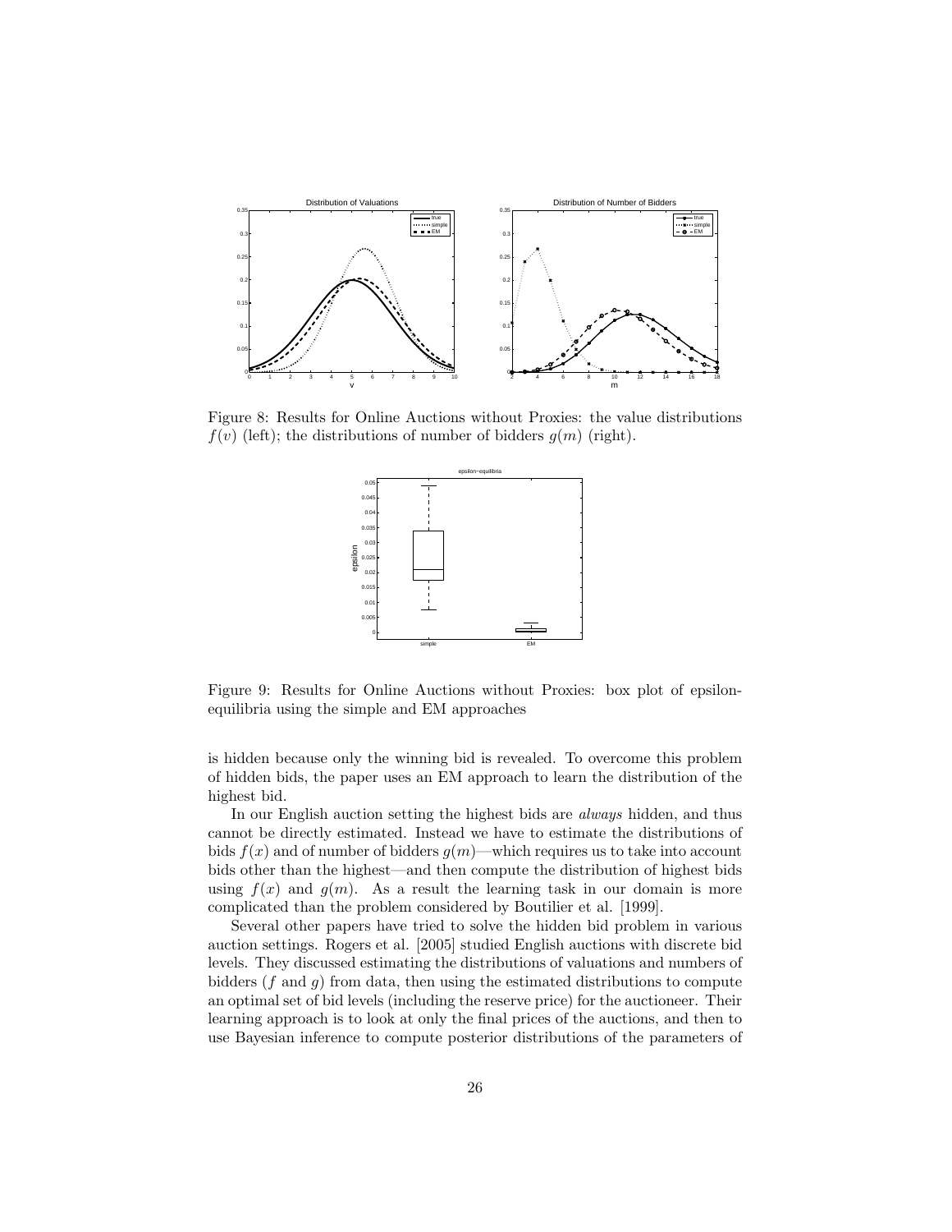Figure 8: Results for Online Auctions without Proxies: the value distributions $f(v)$ (left); the distributions of number of bidders $g(m)$ (right).

Figure 9: Results for Online Auctions without Proxies: box plot of epsilon-equilibria using the simple and EM approaches

is hidden because only the winning bid is revealed. To overcome this problem of hidden bids, the paper uses an EM approach to learn the distribution of the highest bid.

In our English auction setting the highest bids are *always* hidden, and thus cannot be directly estimated. Instead we have to estimate the distributions of bids $f(x)$ and of number of bidders $g(m)$—which requires us to take into account bids other than the highest—and then compute the distribution of highest bids using $f(x)$ and $g(m)$. As a result the learning task in our domain is more complicated than the problem considered by Boutilier et al. [1999].

Several other papers have tried to solve the hidden bid problem in various auction settings. Rogers et al. [2005] studied English auctions with discrete bid levels. They discussed estimating the distributions of valuations and numbers of bidders ($f$ and $g$) from data, then using the estimated distributions to compute an optimal set of bid levels (including the reserve price) for the auctioneer. Their learning approach is to look at only the final prices of the auctions, and then to use Bayesian inference to compute posterior distributions of the parameters of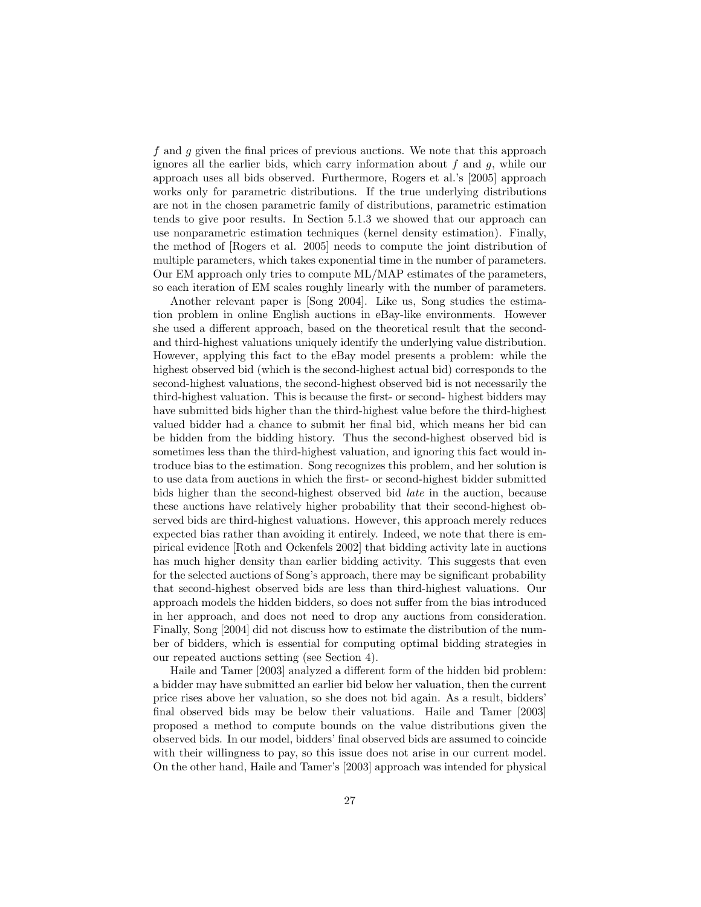$f$ and $g$ given the final prices of previous auctions. We note that this approach ignores all the earlier bids, which carry information about $f$ and $g$, while our approach uses all bids observed. Furthermore, Rogers et al.'s [2005] approach works only for parametric distributions. If the true underlying distributions are not in the chosen parametric family of distributions, parametric estimation tends to give poor results. In Section 5.1.3 we showed that our approach can use nonparametric estimation techniques (kernel density estimation). Finally, the method of [Rogers et al. 2005] needs to compute the joint distribution of multiple parameters, which takes exponential time in the number of parameters. Our EM approach only tries to compute ML/MAP estimates of the parameters, so each iteration of EM scales roughly linearly with the number of parameters.

Another relevant paper is [Song 2004]. Like us, Song studies the estimation problem in online English auctions in eBay-like environments. However she used a different approach, based on the theoretical result that the second- and third-highest valuations uniquely identify the underlying value distribution. However, applying this fact to the eBay model presents a problem: while the highest observed bid (which is the second-highest actual bid) corresponds to the second-highest valuations, the second-highest observed bid is not necessarily the third-highest valuation. This is because the first- or second- highest bidders may have submitted bids higher than the third-highest value before the third-highest valued bidder had a chance to submit her final bid, which means her bid can be hidden from the bidding history. Thus the second-highest observed bid is sometimes less than the third-highest valuation, and ignoring this fact would introduce bias to the estimation. Song recognizes this problem, and her solution is to use data from auctions in which the first- or second-highest bidder submitted bids higher than the second-highest observed bid *late* in the auction, because these auctions have relatively higher probability that their second-highest observed bids are third-highest valuations. However, this approach merely reduces expected bias rather than avoiding it entirely. Indeed, we note that there is empirical evidence [Roth and Ockenfels 2002] that bidding activity late in auctions has much higher density than earlier bidding activity. This suggests that even for the selected auctions of Song's approach, there may be significant probability that second-highest observed bids are less than third-highest valuations. Our approach models the hidden bidders, so does not suffer from the bias introduced in her approach, and does not need to drop any auctions from consideration. Finally, Song [2004] did not discuss how to estimate the distribution of the number of bidders, which is essential for computing optimal bidding strategies in our repeated auctions setting (see Section 4).

Haile and Tamer [2003] analyzed a different form of the hidden bid problem: a bidder may have submitted an earlier bid below her valuation, then the current price rises above her valuation, so she does not bid again. As a result, bidders' final observed bids may be below their valuations. Haile and Tamer [2003] proposed a method to compute bounds on the value distributions given the observed bids. In our model, bidders' final observed bids are assumed to coincide with their willingness to pay, so this issue does not arise in our current model. On the other hand, Haile and Tamer's [2003] approach was intended for physical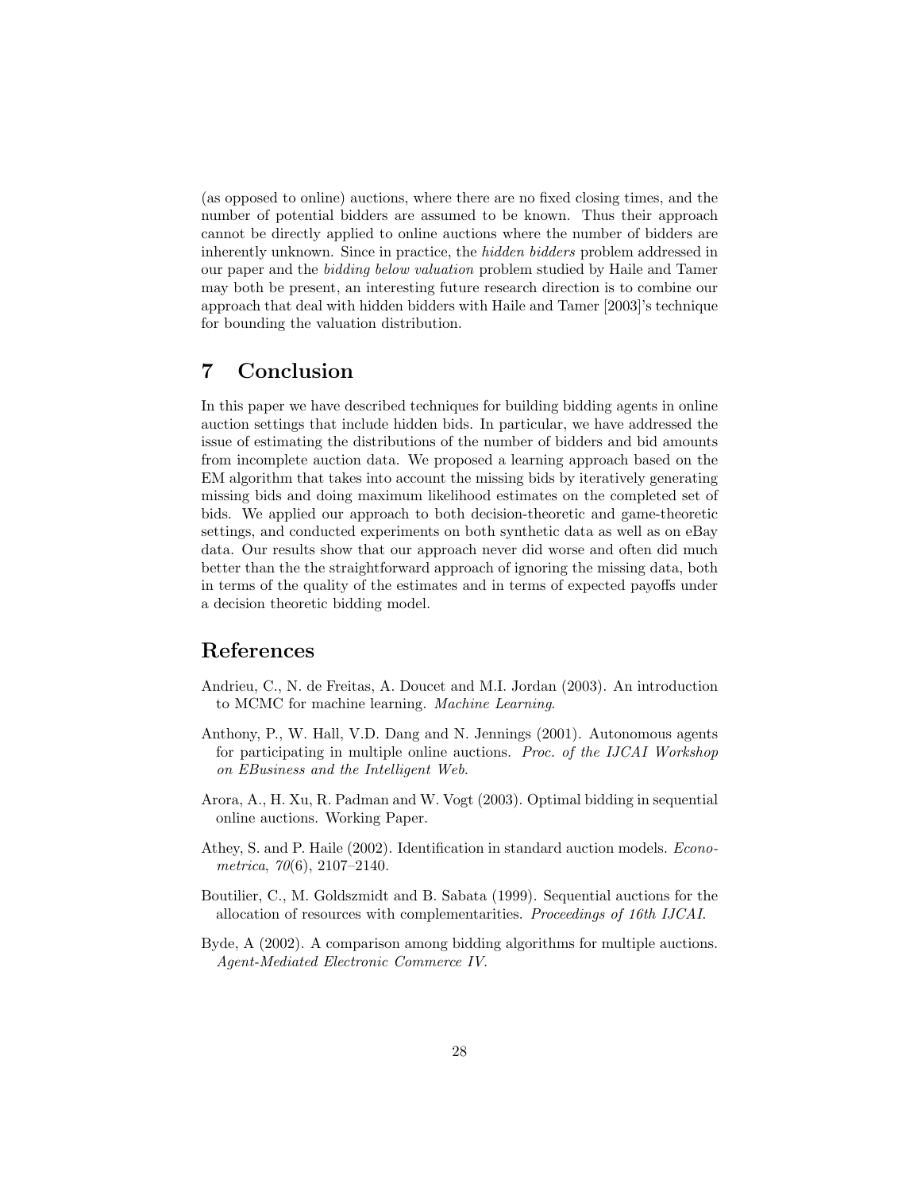(as opposed to online) auctions, where there are no fixed closing times, and the number of potential bidders are assumed to be known. Thus their approach cannot be directly applied to online auctions where the number of bidders are inherently unknown. Since in practice, the *hidden bidders* problem addressed in our paper and the *bidding below valuation* problem studied by Haile and Tamer may both be present, an interesting future research direction is to combine our approach that deal with hidden bidders with Haile and Tamer [2003]'s technique for bounding the valuation distribution.

## 7 Conclusion

In this paper we have described techniques for building bidding agents in online auction settings that include hidden bids. In particular, we have addressed the issue of estimating the distributions of the number of bidders and bid amounts from incomplete auction data. We proposed a learning approach based on the EM algorithm that takes into account the missing bids by iteratively generating missing bids and doing maximum likelihood estimates on the completed set of bids. We applied our approach to both decision-theoretic and game-theoretic settings, and conducted experiments on both synthetic data as well as on eBay data. Our results show that our approach never did worse and often did much better than the the straightforward approach of ignoring the missing data, both in terms of the quality of the estimates and in terms of expected payoffs under a decision theoretic bidding model.

## References

Andrieu, C., N. de Freitas, A. Doucet and M.I. Jordan (2003). An introduction to MCMC for machine learning. *Machine Learning*.

Anthony, P., W. Hall, V.D. Dang and N. Jennings (2001). Autonomous agents for participating in multiple online auctions. *Proc. of the IJCAI Workshop on EBusiness and the Intelligent Web*.

Arora, A., H. Xu, R. Padman and W. Vogt (2003). Optimal bidding in sequential online auctions. Working Paper.

Athey, S. and P. Haile (2002). Identification in standard auction models. *Econometrica*, *70*(6), 2107–2140.

Boutilier, C., M. Goldszmidt and B. Sabata (1999). Sequential auctions for the allocation of resources with complementarities. *Proceedings of 16th IJCAI.*

Byde, A (2002). A comparison among bidding algorithms for multiple auctions. *Agent-Mediated Electronic Commerce IV.*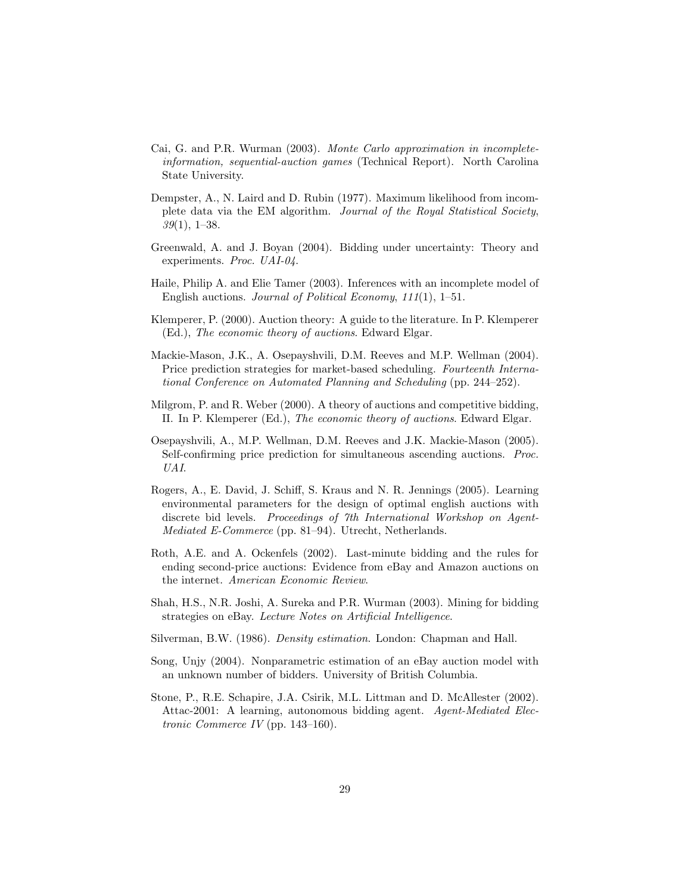Cai, G. and P.R. Wurman (2003). *Monte Carlo approximation in incomplete-information, sequential-auction games* (Technical Report). North Carolina State University.

Dempster, A., N. Laird and D. Rubin (1977). Maximum likelihood from incomplete data via the EM algorithm. *Journal of the Royal Statistical Society*, *39*(1), 1–38.

Greenwald, A. and J. Boyan (2004). Bidding under uncertainty: Theory and experiments. *Proc. UAI-04*.

Haile, Philip A. and Elie Tamer (2003). Inferences with an incomplete model of English auctions. *Journal of Political Economy*, *111*(1), 1–51.

Klemperer, P. (2000). Auction theory: A guide to the literature. In P. Klemperer (Ed.), *The economic theory of auctions*. Edward Elgar.

Mackie-Mason, J.K., A. Osepayshvili, D.M. Reeves and M.P. Wellman (2004). Price prediction strategies for market-based scheduling. *Fourteenth International Conference on Automated Planning and Scheduling* (pp. 244–252).

Milgrom, P. and R. Weber (2000). A theory of auctions and competitive bidding, II. In P. Klemperer (Ed.), *The economic theory of auctions*. Edward Elgar.

Osepayshvili, A., M.P. Wellman, D.M. Reeves and J.K. Mackie-Mason (2005). Self-confirming price prediction for simultaneous ascending auctions. *Proc. UAI*.

Rogers, A., E. David, J. Schiff, S. Kraus and N. R. Jennings (2005). Learning environmental parameters for the design of optimal english auctions with discrete bid levels. *Proceedings of 7th International Workshop on Agent-Mediated E-Commerce* (pp. 81–94). Utrecht, Netherlands.

Roth, A.E. and A. Ockenfels (2002). Last-minute bidding and the rules for ending second-price auctions: Evidence from eBay and Amazon auctions on the internet. *American Economic Review*.

Shah, H.S., N.R. Joshi, A. Sureka and P.R. Wurman (2003). Mining for bidding strategies on eBay. *Lecture Notes on Artificial Intelligence*.

Silverman, B.W. (1986). *Density estimation*. London: Chapman and Hall.

Song, Unjy (2004). Nonparametric estimation of an eBay auction model with an unknown number of bidders. University of British Columbia.

Stone, P., R.E. Schapire, J.A. Csirik, M.L. Littman and D. McAllester (2002). Attac-2001: A learning, autonomous bidding agent. *Agent-Mediated Electronic Commerce IV* (pp. 143–160).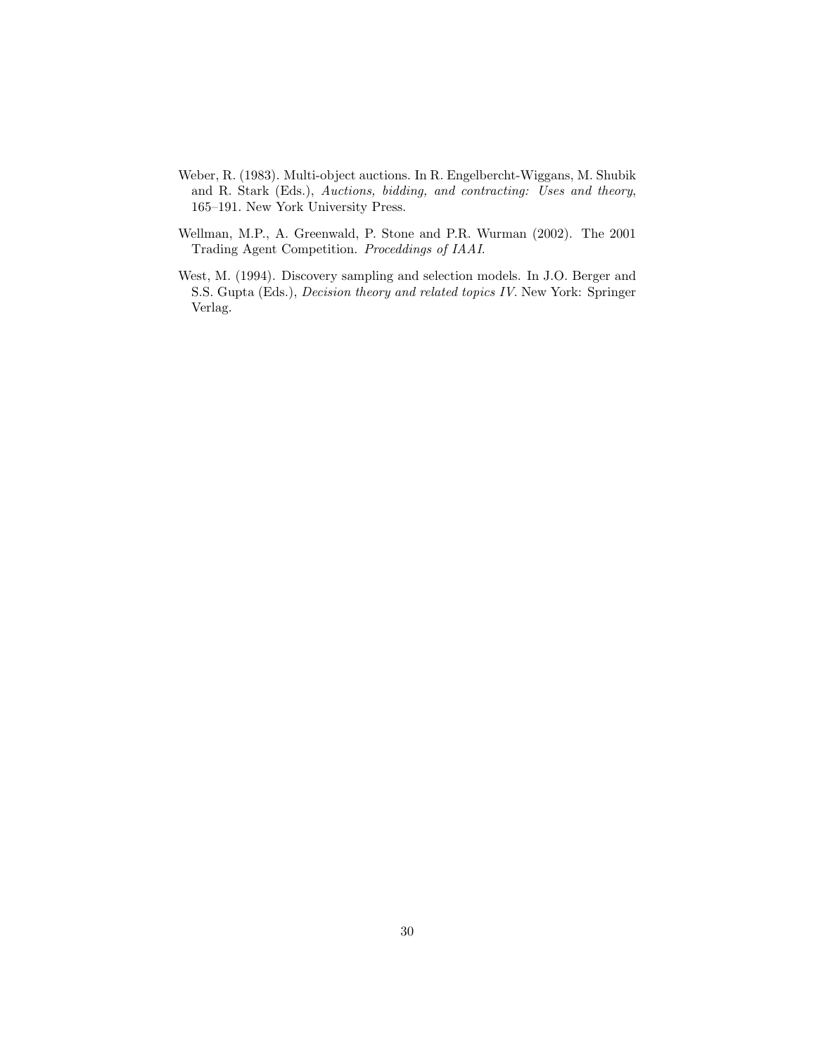Weber, R. (1983). Multi-object auctions. In R. Engelbercht-Wiggans, M. Shubik and R. Stark (Eds.), *Auctions, bidding, and contracting: Uses and theory*, 165–191. New York University Press.

Wellman, M.P., A. Greenwald, P. Stone and P.R. Wurman (2002). The 2001 Trading Agent Competition. *Proceddings of IAAI*.

West, M. (1994). Discovery sampling and selection models. In J.O. Berger and S.S. Gupta (Eds.), *Decision theory and related topics IV*. New York: Springer Verlag.